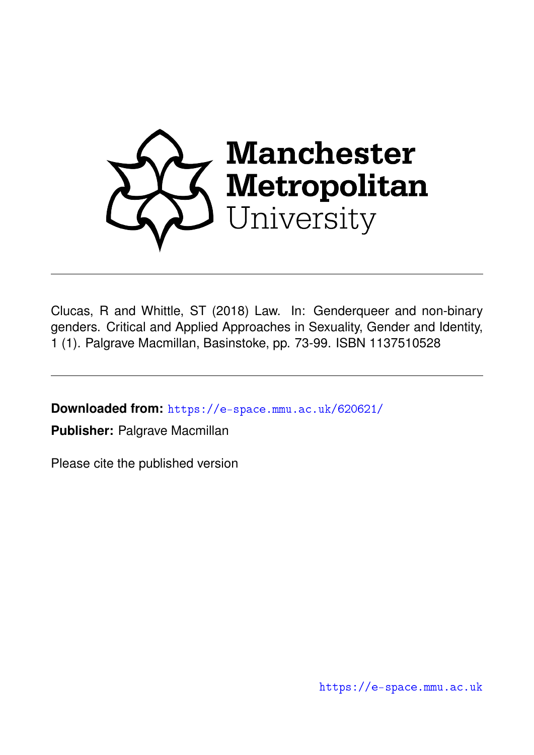Manchester Metropolitan University

Clucas, R and Whittle, ST (2018) Law. In: Genderqueer and non-binary genders. Critical and Applied Approaches in Sexuality, Gender and Identity, 1 (1). Palgrave Macmillan, Basinstoke, pp. 73-99. ISBN 1137510528

**Downloaded from:** https://e-space.mmu.ac.uk/620621/

**Publisher:** Palgrave Macmillan

Please cite the published version

https://e-space.mmu.ac.uk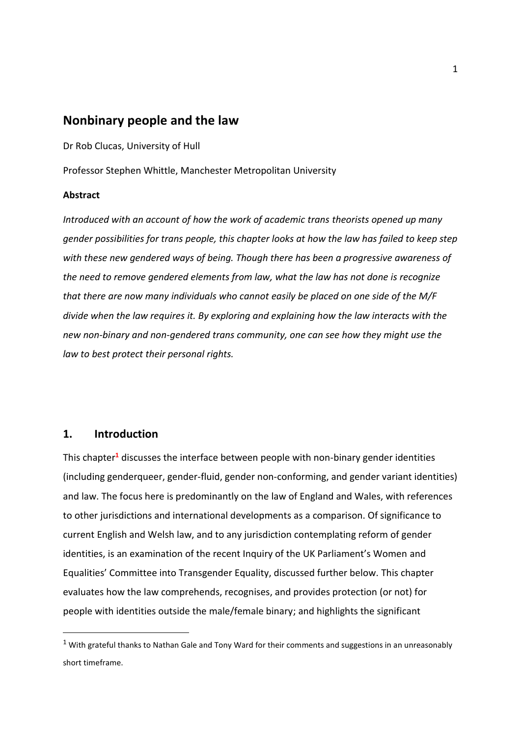# Nonbinary people and the law

Dr Rob Clucas, University of Hull

Professor Stephen Whittle, Manchester Metropolitan University

**Abstract**

*Introduced with an account of how the work of academic trans theorists opened up many gender possibilities for trans people, this chapter looks at how the law has failed to keep step with these new gendered ways of being. Though there has been a progressive awareness of the need to remove gendered elements from law, what the law has not done is recognize that there are now many individuals who cannot easily be placed on one side of the M/F divide when the law requires it. By exploring and explaining how the law interacts with the new non-binary and non-gendered trans community, one can see how they might use the law to best protect their personal rights.*

## 1. Introduction

This chapter[1] discusses the interface between people with non-binary gender identities (including genderqueer, gender-fluid, gender non-conforming, and gender variant identities) and law. The focus here is predominantly on the law of England and Wales, with references to other jurisdictions and international developments as a comparison. Of significance to current English and Welsh law, and to any jurisdiction contemplating reform of gender identities, is an examination of the recent Inquiry of the UK Parliament's Women and Equalities' Committee into Transgender Equality, discussed further below. This chapter evaluates how the law comprehends, recognises, and provides protection (or not) for people with identities outside the male/female binary; and highlights the significant

[1] With grateful thanks to Nathan Gale and Tony Ward for their comments and suggestions in an unreasonably short timeframe.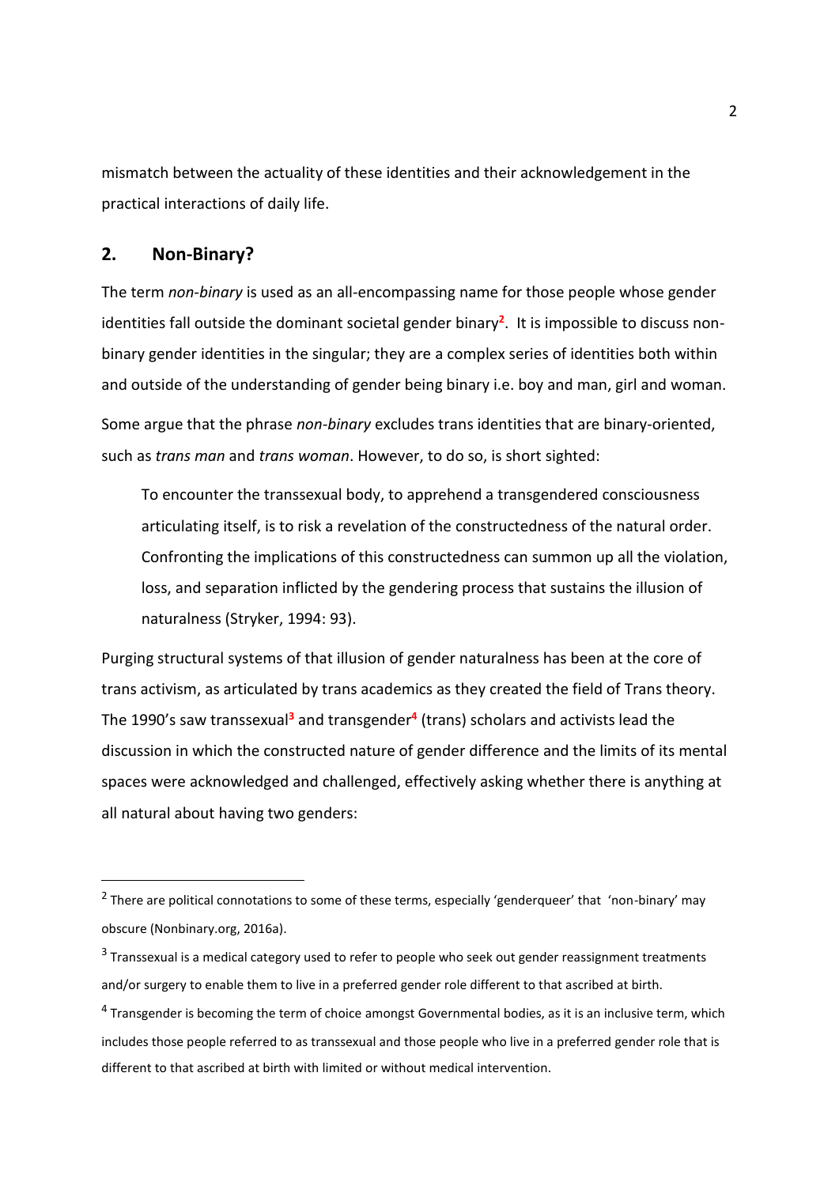mismatch between the actuality of these identities and their acknowledgement in the practical interactions of daily life.

## 2. Non-Binary?

The term *non-binary* is used as an all-encompassing name for those people whose gender identities fall outside the dominant societal gender binary[2]. It is impossible to discuss non-binary gender identities in the singular; they are a complex series of identities both within and outside of the understanding of gender being binary i.e. boy and man, girl and woman.

Some argue that the phrase *non-binary* excludes trans identities that are binary-oriented, such as *trans man* and *trans woman*. However, to do so, is short sighted:

> To encounter the transsexual body, to apprehend a transgendered consciousness articulating itself, is to risk a revelation of the constructedness of the natural order. Confronting the implications of this constructedness can summon up all the violation, loss, and separation inflicted by the gendering process that sustains the illusion of naturalness (Stryker, 1994: 93).

Purging structural systems of that illusion of gender naturalness has been at the core of trans activism, as articulated by trans academics as they created the field of Trans theory. The 1990's saw transsexual[3] and transgender[4] (trans) scholars and activists lead the discussion in which the constructed nature of gender difference and the limits of its mental spaces were acknowledged and challenged, effectively asking whether there is anything at all natural about having two genders:

---

[2] There are political connotations to some of these terms, especially 'genderqueer' that 'non-binary' may obscure (Nonbinary.org, 2016a).

[3] Transsexual is a medical category used to refer to people who seek out gender reassignment treatments and/or surgery to enable them to live in a preferred gender role different to that ascribed at birth.

[4] Transgender is becoming the term of choice amongst Governmental bodies, as it is an inclusive term, which includes those people referred to as transsexual and those people who live in a preferred gender role that is different to that ascribed at birth with limited or without medical intervention.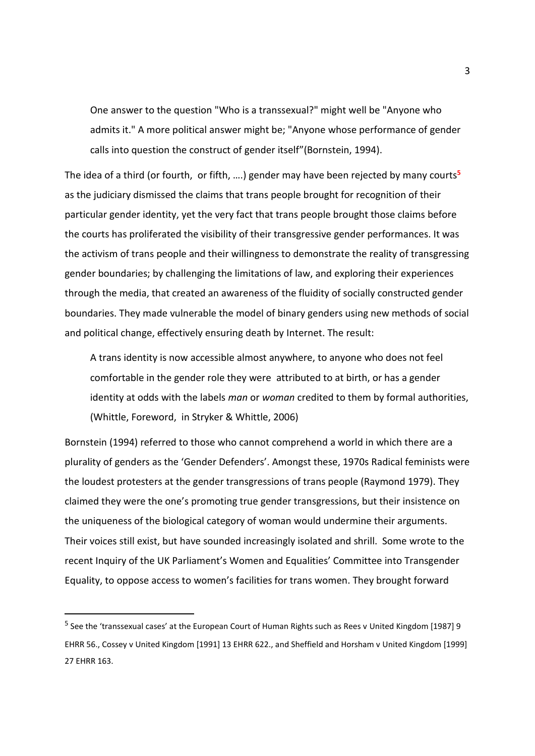> One answer to the question "Who is a transsexual?" might well be "Anyone who admits it." A more political answer might be; "Anyone whose performance of gender calls into question the construct of gender itself"(Bornstein, 1994).

The idea of a third (or fourth, or fifth, ….) gender may have been rejected by many courts[5] as the judiciary dismissed the claims that trans people brought for recognition of their particular gender identity, yet the very fact that trans people brought those claims before the courts has proliferated the visibility of their transgressive gender performances. It was the activism of trans people and their willingness to demonstrate the reality of transgressing gender boundaries; by challenging the limitations of law, and exploring their experiences through the media, that created an awareness of the fluidity of socially constructed gender boundaries. They made vulnerable the model of binary genders using new methods of social and political change, effectively ensuring death by Internet. The result:

> A trans identity is now accessible almost anywhere, to anyone who does not feel comfortable in the gender role they were attributed to at birth, or has a gender identity at odds with the labels *man* or *woman* credited to them by formal authorities, (Whittle, Foreword, in Stryker & Whittle, 2006)

Bornstein (1994) referred to those who cannot comprehend a world in which there are a plurality of genders as the 'Gender Defenders'. Amongst these, 1970s Radical feminists were the loudest protesters at the gender transgressions of trans people (Raymond 1979). They claimed they were the one's promoting true gender transgressions, but their insistence on the uniqueness of the biological category of woman would undermine their arguments. Their voices still exist, but have sounded increasingly isolated and shrill. Some wrote to the recent Inquiry of the UK Parliament's Women and Equalities' Committee into Transgender Equality, to oppose access to women's facilities for trans women. They brought forward

---

[5] See the 'transsexual cases' at the European Court of Human Rights such as Rees v United Kingdom [1987] 9 EHRR 56., Cossey v United Kingdom [1991] 13 EHRR 622., and Sheffield and Horsham v United Kingdom [1999] 27 EHRR 163.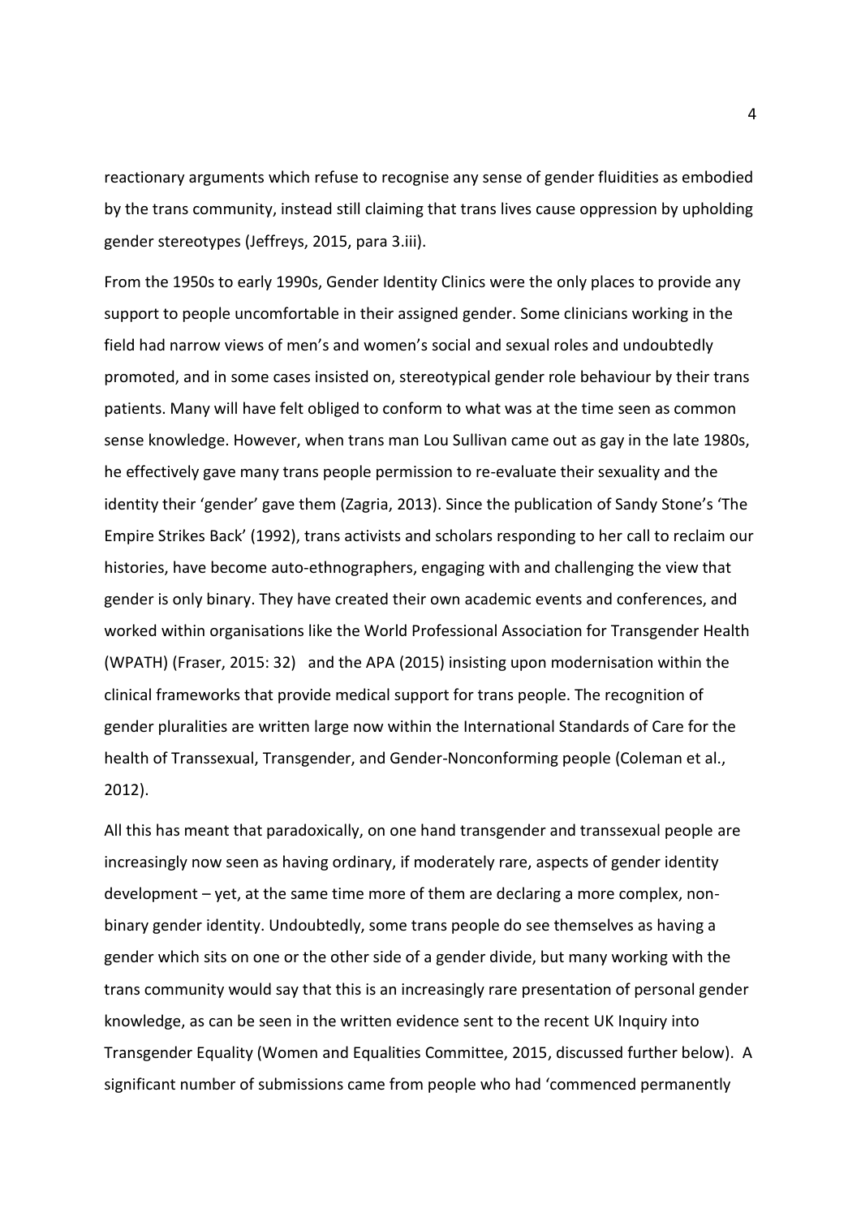reactionary arguments which refuse to recognise any sense of gender fluidities as embodied by the trans community, instead still claiming that trans lives cause oppression by upholding gender stereotypes (Jeffreys, 2015, para 3.iii).

From the 1950s to early 1990s, Gender Identity Clinics were the only places to provide any support to people uncomfortable in their assigned gender. Some clinicians working in the field had narrow views of men's and women's social and sexual roles and undoubtedly promoted, and in some cases insisted on, stereotypical gender role behaviour by their trans patients. Many will have felt obliged to conform to what was at the time seen as common sense knowledge. However, when trans man Lou Sullivan came out as gay in the late 1980s, he effectively gave many trans people permission to re-evaluate their sexuality and the identity their 'gender' gave them (Zagria, 2013). Since the publication of Sandy Stone's 'The Empire Strikes Back' (1992), trans activists and scholars responding to her call to reclaim our histories, have become auto-ethnographers, engaging with and challenging the view that gender is only binary. They have created their own academic events and conferences, and worked within organisations like the World Professional Association for Transgender Health (WPATH) (Fraser, 2015: 32) and the APA (2015) insisting upon modernisation within the clinical frameworks that provide medical support for trans people. The recognition of gender pluralities are written large now within the International Standards of Care for the health of Transsexual, Transgender, and Gender-Nonconforming people (Coleman et al., 2012).

All this has meant that paradoxically, on one hand transgender and transsexual people are increasingly now seen as having ordinary, if moderately rare, aspects of gender identity development – yet, at the same time more of them are declaring a more complex, non-binary gender identity. Undoubtedly, some trans people do see themselves as having a gender which sits on one or the other side of a gender divide, but many working with the trans community would say that this is an increasingly rare presentation of personal gender knowledge, as can be seen in the written evidence sent to the recent UK Inquiry into Transgender Equality (Women and Equalities Committee, 2015, discussed further below). A significant number of submissions came from people who had 'commenced permanently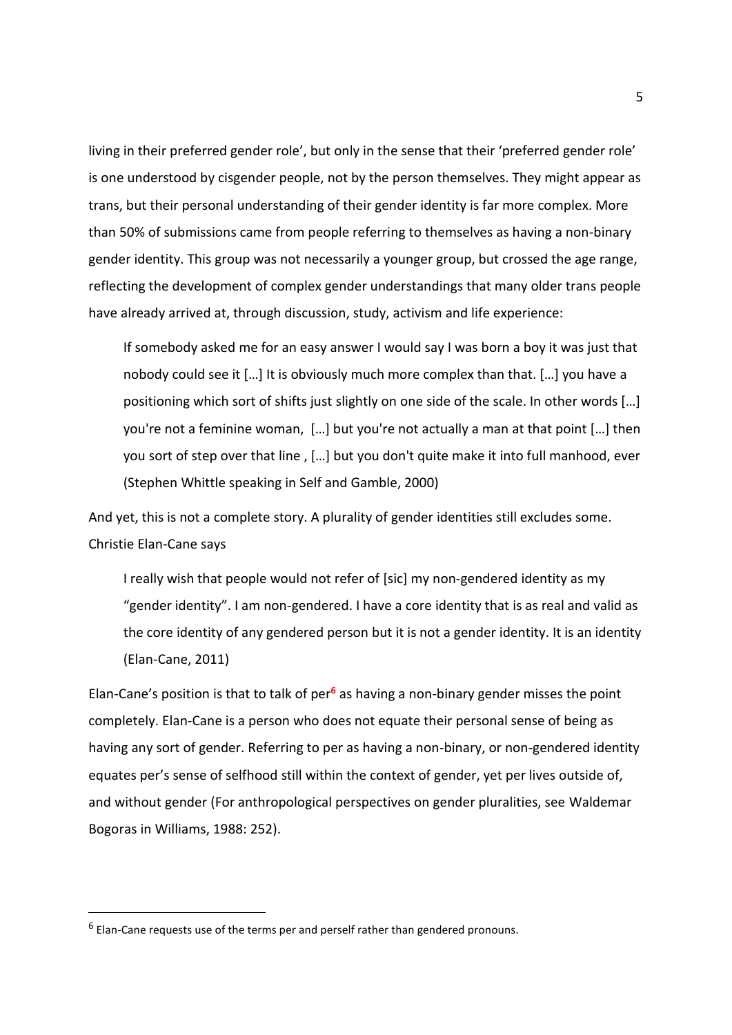living in their preferred gender role', but only in the sense that their 'preferred gender role' is one understood by cisgender people, not by the person themselves. They might appear as trans, but their personal understanding of their gender identity is far more complex. More than 50% of submissions came from people referring to themselves as having a non-binary gender identity. This group was not necessarily a younger group, but crossed the age range, reflecting the development of complex gender understandings that many older trans people have already arrived at, through discussion, study, activism and life experience:

> If somebody asked me for an easy answer I would say I was born a boy it was just that nobody could see it […] It is obviously much more complex than that. […] you have a positioning which sort of shifts just slightly on one side of the scale. In other words […] you're not a feminine woman, […] but you're not actually a man at that point […] then you sort of step over that line , […] but you don't quite make it into full manhood, ever (Stephen Whittle speaking in Self and Gamble, 2000)

And yet, this is not a complete story. A plurality of gender identities still excludes some. Christie Elan-Cane says

> I really wish that people would not refer of [sic] my non-gendered identity as my "gender identity". I am non-gendered. I have a core identity that is as real and valid as the core identity of any gendered person but it is not a gender identity. It is an identity (Elan-Cane, 2011)

Elan-Cane's position is that to talk of per[6] as having a non-binary gender misses the point completely. Elan-Cane is a person who does not equate their personal sense of being as having any sort of gender. Referring to per as having a non-binary, or non-gendered identity equates per's sense of selfhood still within the context of gender, yet per lives outside of, and without gender (For anthropological perspectives on gender pluralities, see Waldemar Bogoras in Williams, 1988: 252).

[6] Elan-Cane requests use of the terms per and perself rather than gendered pronouns.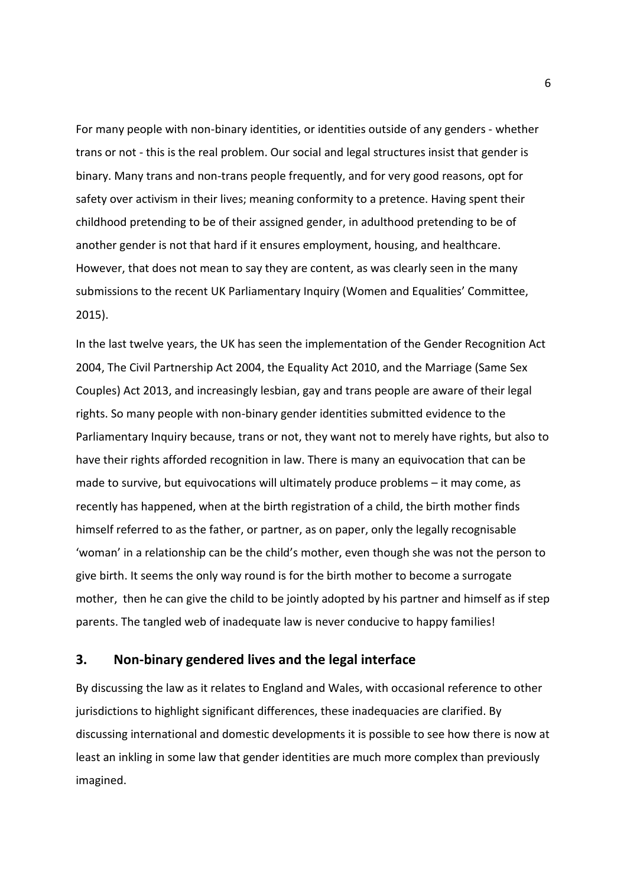For many people with non-binary identities, or identities outside of any genders - whether trans or not - this is the real problem. Our social and legal structures insist that gender is binary. Many trans and non-trans people frequently, and for very good reasons, opt for safety over activism in their lives; meaning conformity to a pretence. Having spent their childhood pretending to be of their assigned gender, in adulthood pretending to be of another gender is not that hard if it ensures employment, housing, and healthcare. However, that does not mean to say they are content, as was clearly seen in the many submissions to the recent UK Parliamentary Inquiry (Women and Equalities' Committee, 2015).

In the last twelve years, the UK has seen the implementation of the Gender Recognition Act 2004, The Civil Partnership Act 2004, the Equality Act 2010, and the Marriage (Same Sex Couples) Act 2013, and increasingly lesbian, gay and trans people are aware of their legal rights. So many people with non-binary gender identities submitted evidence to the Parliamentary Inquiry because, trans or not, they want not to merely have rights, but also to have their rights afforded recognition in law. There is many an equivocation that can be made to survive, but equivocations will ultimately produce problems – it may come, as recently has happened, when at the birth registration of a child, the birth mother finds himself referred to as the father, or partner, as on paper, only the legally recognisable 'woman' in a relationship can be the child's mother, even though she was not the person to give birth. It seems the only way round is for the birth mother to become a surrogate mother, then he can give the child to be jointly adopted by his partner and himself as if step parents. The tangled web of inadequate law is never conducive to happy families!

## 3. Non-binary gendered lives and the legal interface

By discussing the law as it relates to England and Wales, with occasional reference to other jurisdictions to highlight significant differences, these inadequacies are clarified. By discussing international and domestic developments it is possible to see how there is now at least an inkling in some law that gender identities are much more complex than previously imagined.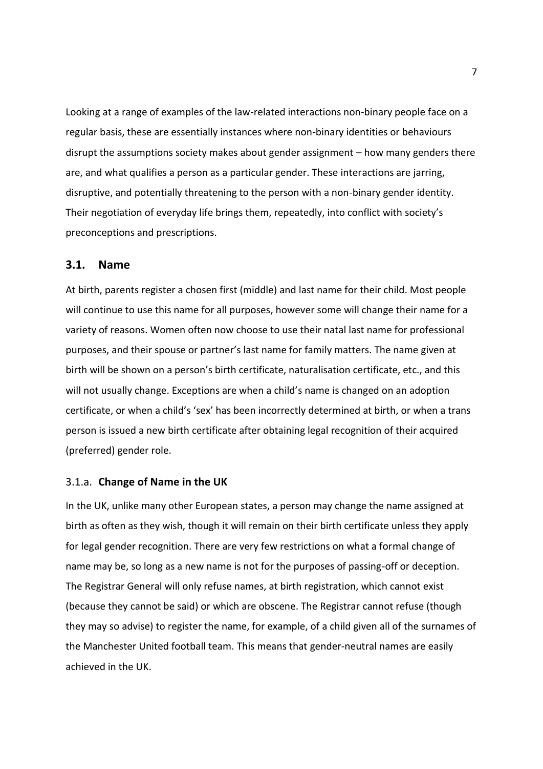Looking at a range of examples of the law-related interactions non-binary people face on a regular basis, these are essentially instances where non-binary identities or behaviours disrupt the assumptions society makes about gender assignment – how many genders there are, and what qualifies a person as a particular gender. These interactions are jarring, disruptive, and potentially threatening to the person with a non-binary gender identity. Their negotiation of everyday life brings them, repeatedly, into conflict with society's preconceptions and prescriptions.

## 3.1. Name

At birth, parents register a chosen first (middle) and last name for their child. Most people will continue to use this name for all purposes, however some will change their name for a variety of reasons. Women often now choose to use their natal last name for professional purposes, and their spouse or partner's last name for family matters. The name given at birth will be shown on a person's birth certificate, naturalisation certificate, etc., and this will not usually change. Exceptions are when a child's name is changed on an adoption certificate, or when a child's 'sex' has been incorrectly determined at birth, or when a trans person is issued a new birth certificate after obtaining legal recognition of their acquired (preferred) gender role.

### 3.1.a. **Change of Name in the UK**

In the UK, unlike many other European states, a person may change the name assigned at birth as often as they wish, though it will remain on their birth certificate unless they apply for legal gender recognition. There are very few restrictions on what a formal change of name may be, so long as a new name is not for the purposes of passing-off or deception. The Registrar General will only refuse names, at birth registration, which cannot exist (because they cannot be said) or which are obscene. The Registrar cannot refuse (though they may so advise) to register the name, for example, of a child given all of the surnames of the Manchester United football team. This means that gender-neutral names are easily achieved in the UK.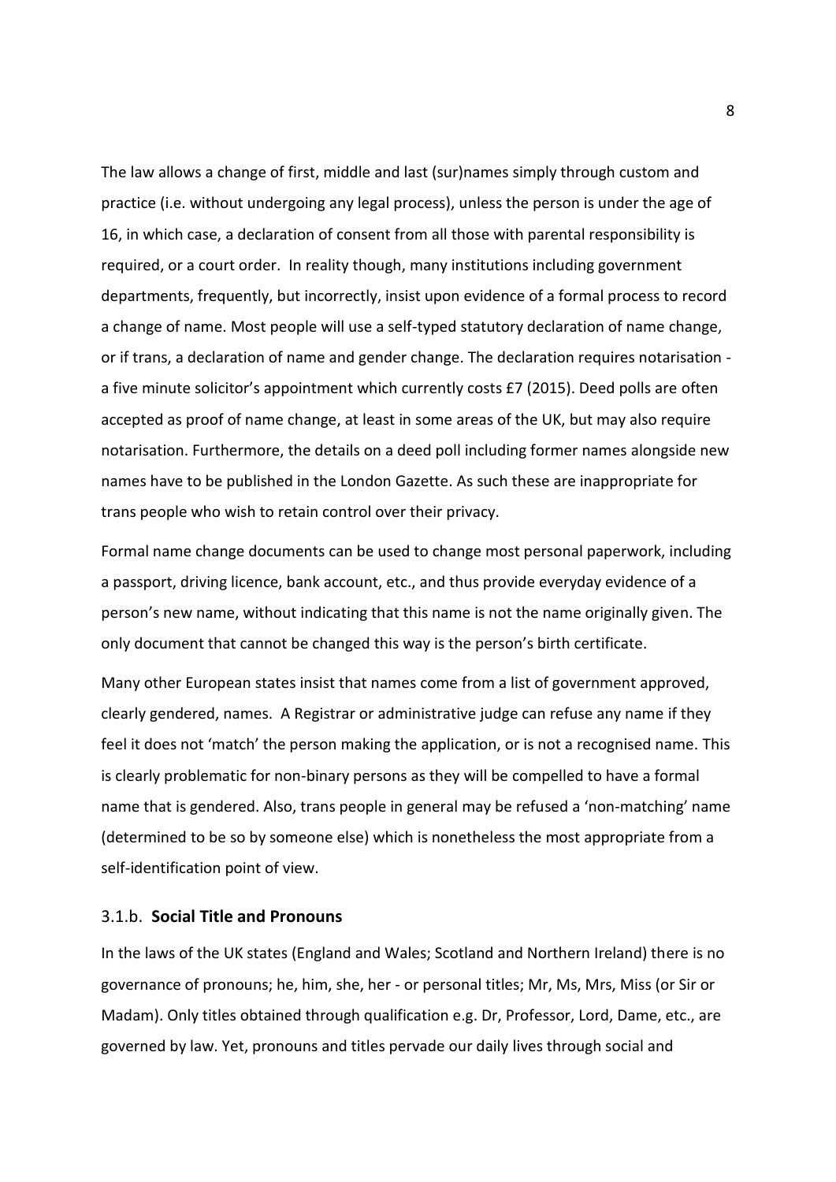The law allows a change of first, middle and last (sur)names simply through custom and practice (i.e. without undergoing any legal process), unless the person is under the age of 16, in which case, a declaration of consent from all those with parental responsibility is required, or a court order. In reality though, many institutions including government departments, frequently, but incorrectly, insist upon evidence of a formal process to record a change of name. Most people will use a self-typed statutory declaration of name change, or if trans, a declaration of name and gender change. The declaration requires notarisation - a five minute solicitor's appointment which currently costs £7 (2015). Deed polls are often accepted as proof of name change, at least in some areas of the UK, but may also require notarisation. Furthermore, the details on a deed poll including former names alongside new names have to be published in the London Gazette. As such these are inappropriate for trans people who wish to retain control over their privacy.

Formal name change documents can be used to change most personal paperwork, including a passport, driving licence, bank account, etc., and thus provide everyday evidence of a person's new name, without indicating that this name is not the name originally given. The only document that cannot be changed this way is the person's birth certificate.

Many other European states insist that names come from a list of government approved, clearly gendered, names. A Registrar or administrative judge can refuse any name if they feel it does not 'match' the person making the application, or is not a recognised name. This is clearly problematic for non-binary persons as they will be compelled to have a formal name that is gendered. Also, trans people in general may be refused a 'non-matching' name (determined to be so by someone else) which is nonetheless the most appropriate from a self-identification point of view.

### 3.1.b. **Social Title and Pronouns**

In the laws of the UK states (England and Wales; Scotland and Northern Ireland) there is no governance of pronouns; he, him, she, her - or personal titles; Mr, Ms, Mrs, Miss (or Sir or Madam). Only titles obtained through qualification e.g. Dr, Professor, Lord, Dame, etc., are governed by law. Yet, pronouns and titles pervade our daily lives through social and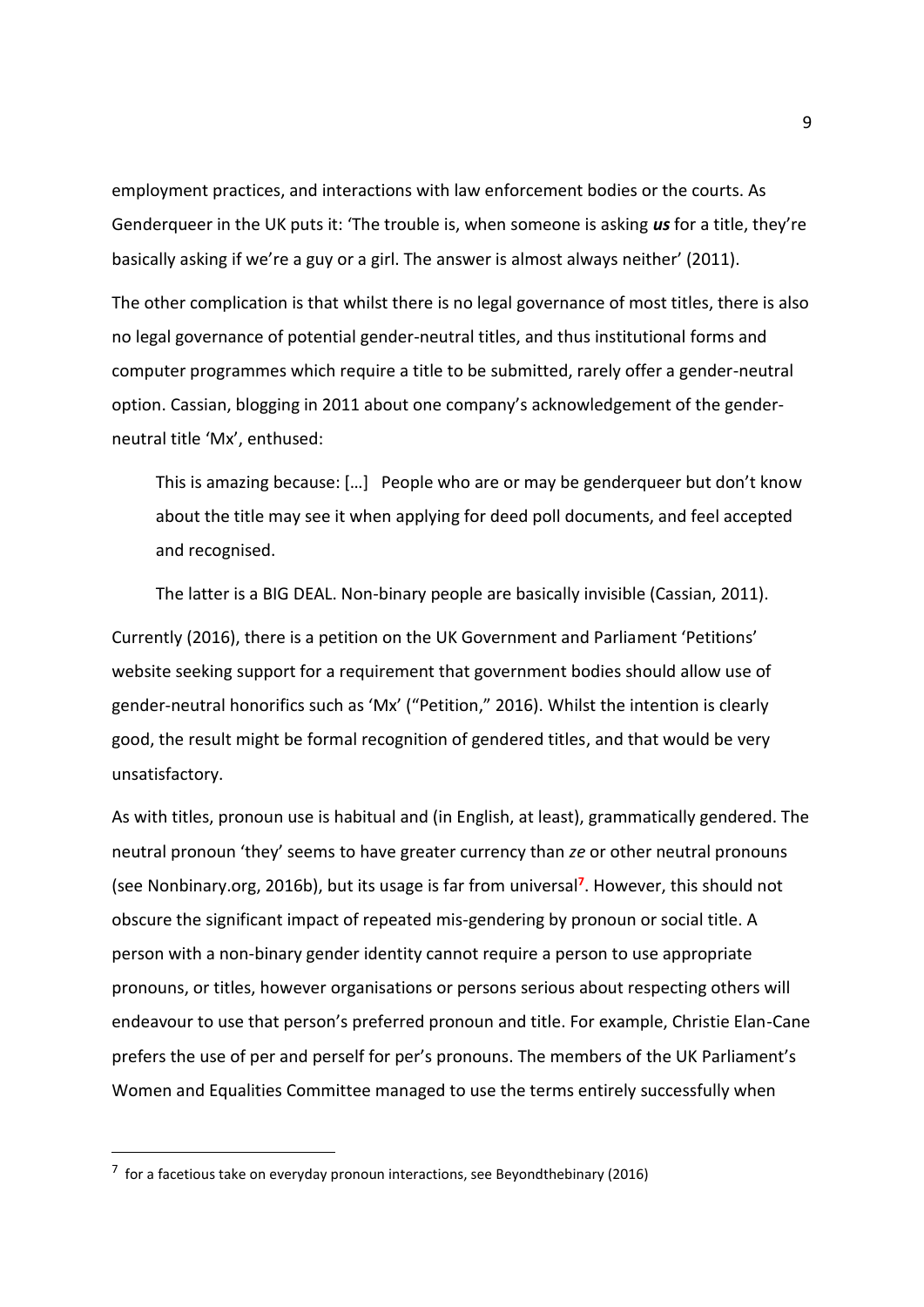employment practices, and interactions with law enforcement bodies or the courts. As Genderqueer in the UK puts it: 'The trouble is, when someone is asking ***us*** for a title, they're basically asking if we're a guy or a girl. The answer is almost always neither' (2011).

The other complication is that whilst there is no legal governance of most titles, there is also no legal governance of potential gender-neutral titles, and thus institutional forms and computer programmes which require a title to be submitted, rarely offer a gender-neutral option. Cassian, blogging in 2011 about one company's acknowledgement of the gender-neutral title 'Mx', enthused:

> This is amazing because: […] People who are or may be genderqueer but don't know about the title may see it when applying for deed poll documents, and feel accepted and recognised.
>
> The latter is a BIG DEAL. Non-binary people are basically invisible (Cassian, 2011).

Currently (2016), there is a petition on the UK Government and Parliament 'Petitions' website seeking support for a requirement that government bodies should allow use of gender-neutral honorifics such as 'Mx' ("Petition," 2016). Whilst the intention is clearly good, the result might be formal recognition of gendered titles, and that would be very unsatisfactory.

As with titles, pronoun use is habitual and (in English, at least), grammatically gendered. The neutral pronoun 'they' seems to have greater currency than *ze* or other neutral pronouns (see Nonbinary.org, 2016b), but its usage is far from universal[7]. However, this should not obscure the significant impact of repeated mis-gendering by pronoun or social title. A person with a non-binary gender identity cannot require a person to use appropriate pronouns, or titles, however organisations or persons serious about respecting others will endeavour to use that person's preferred pronoun and title. For example, Christie Elan-Cane prefers the use of per and perself for per's pronouns. The members of the UK Parliament's Women and Equalities Committee managed to use the terms entirely successfully when

[7] for a facetious take on everyday pronoun interactions, see Beyondthebinary (2016)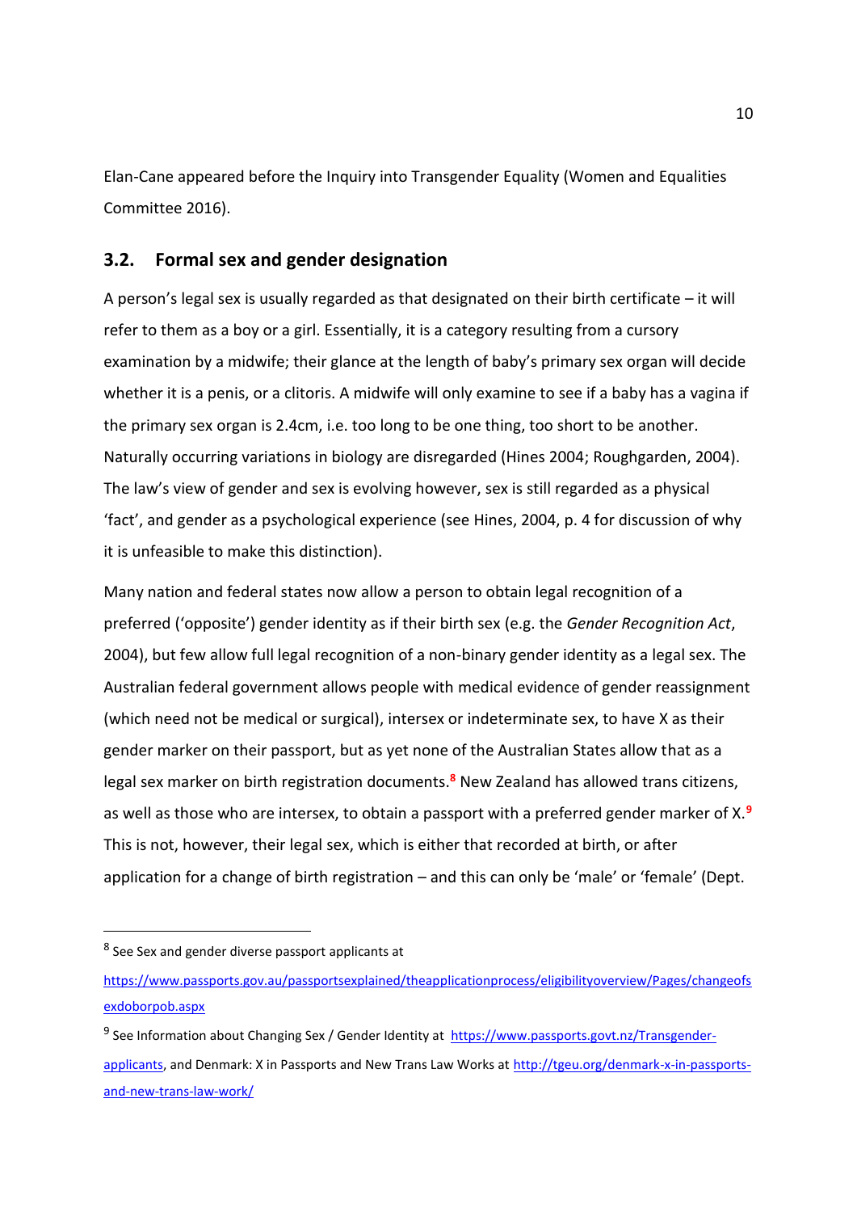Elan-Cane appeared before the Inquiry into Transgender Equality (Women and Equalities Committee 2016).

### 3.2. Formal sex and gender designation

A person's legal sex is usually regarded as that designated on their birth certificate – it will refer to them as a boy or a girl. Essentially, it is a category resulting from a cursory examination by a midwife; their glance at the length of baby's primary sex organ will decide whether it is a penis, or a clitoris. A midwife will only examine to see if a baby has a vagina if the primary sex organ is 2.4cm, i.e. too long to be one thing, too short to be another. Naturally occurring variations in biology are disregarded (Hines 2004; Roughgarden, 2004). The law's view of gender and sex is evolving however, sex is still regarded as a physical 'fact', and gender as a psychological experience (see Hines, 2004, p. 4 for discussion of why it is unfeasible to make this distinction).

Many nation and federal states now allow a person to obtain legal recognition of a preferred ('opposite') gender identity as if their birth sex (e.g. the *Gender Recognition Act*, 2004), but few allow full legal recognition of a non-binary gender identity as a legal sex. The Australian federal government allows people with medical evidence of gender reassignment (which need not be medical or surgical), intersex or indeterminate sex, to have X as their gender marker on their passport, but as yet none of the Australian States allow that as a legal sex marker on birth registration documents.[8] New Zealand has allowed trans citizens, as well as those who are intersex, to obtain a passport with a preferred gender marker of X.[9] This is not, however, their legal sex, which is either that recorded at birth, or after application for a change of birth registration – and this can only be 'male' or 'female' (Dept.

---

[8] See Sex and gender diverse passport applicants at https://www.passports.gov.au/passportsexplained/theapplicationprocess/eligibilityoverview/Pages/changeofsexdoborpob.aspx

[9] See Information about Changing Sex / Gender Identity at https://www.passports.govt.nz/Transgender-applicants, and Denmark: X in Passports and New Trans Law Works at http://tgeu.org/denmark-x-in-passports-and-new-trans-law-work/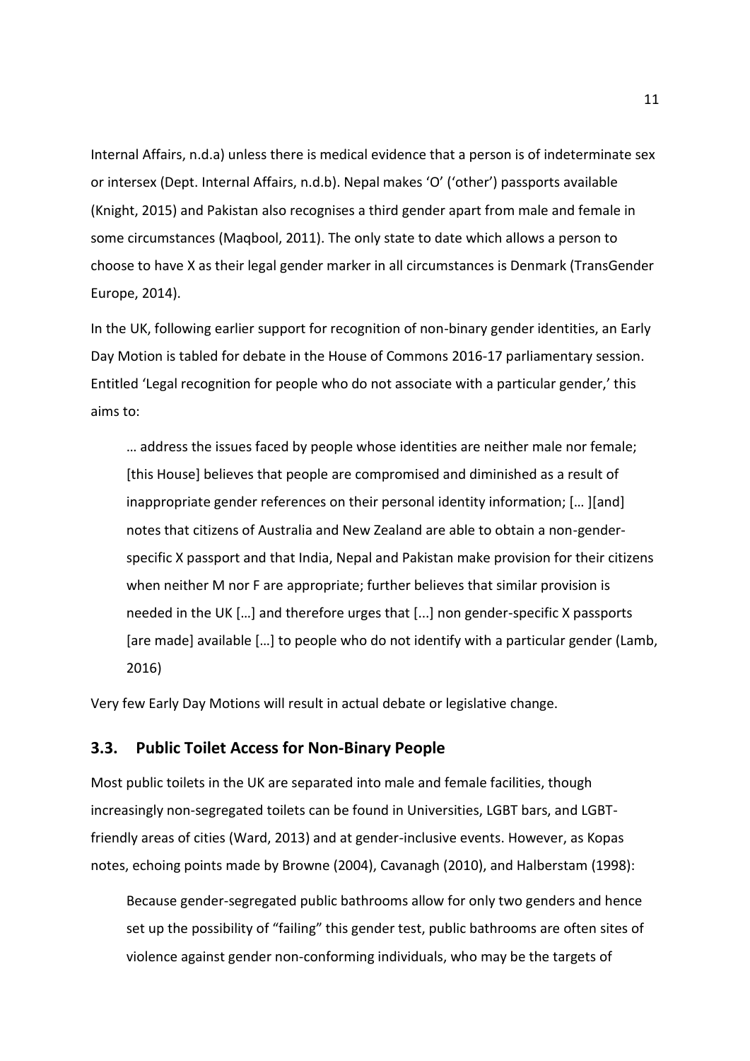Internal Affairs, n.d.a) unless there is medical evidence that a person is of indeterminate sex or intersex (Dept. Internal Affairs, n.d.b). Nepal makes 'O' ('other') passports available (Knight, 2015) and Pakistan also recognises a third gender apart from male and female in some circumstances (Maqbool, 2011). The only state to date which allows a person to choose to have X as their legal gender marker in all circumstances is Denmark (TransGender Europe, 2014).

In the UK, following earlier support for recognition of non-binary gender identities, an Early Day Motion is tabled for debate in the House of Commons 2016-17 parliamentary session. Entitled 'Legal recognition for people who do not associate with a particular gender,' this aims to:

> … address the issues faced by people whose identities are neither male nor female; [this House] believes that people are compromised and diminished as a result of inappropriate gender references on their personal identity information; [… ][and] notes that citizens of Australia and New Zealand are able to obtain a non-gender-specific X passport and that India, Nepal and Pakistan make provision for their citizens when neither M nor F are appropriate; further believes that similar provision is needed in the UK […] and therefore urges that [...] non gender-specific X passports [are made] available […] to people who do not identify with a particular gender (Lamb, 2016)

Very few Early Day Motions will result in actual debate or legislative change.

## 3.3. Public Toilet Access for Non-Binary People

Most public toilets in the UK are separated into male and female facilities, though increasingly non-segregated toilets can be found in Universities, LGBT bars, and LGBT-friendly areas of cities (Ward, 2013) and at gender-inclusive events. However, as Kopas notes, echoing points made by Browne (2004), Cavanagh (2010), and Halberstam (1998):

> Because gender-segregated public bathrooms allow for only two genders and hence set up the possibility of "failing" this gender test, public bathrooms are often sites of violence against gender non-conforming individuals, who may be the targets of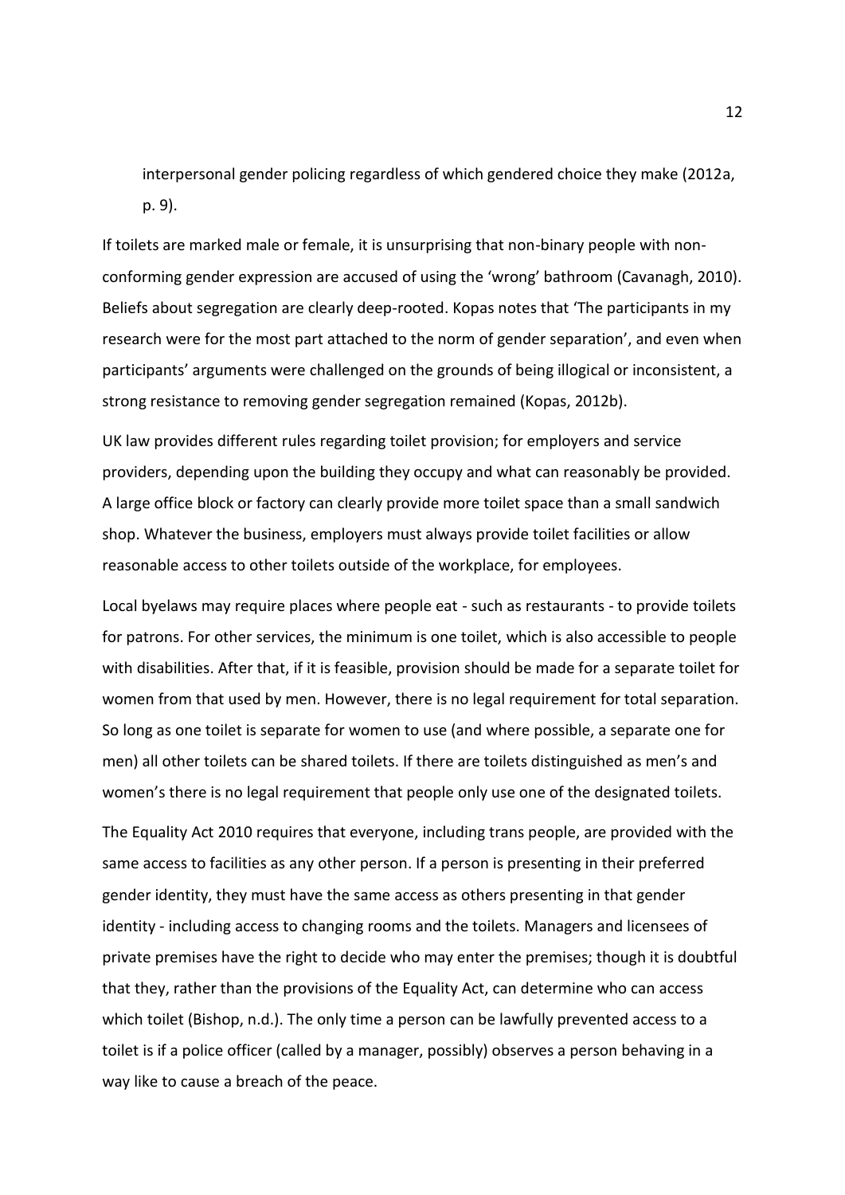> interpersonal gender policing regardless of which gendered choice they make (2012a, p. 9).

If toilets are marked male or female, it is unsurprising that non-binary people with non-conforming gender expression are accused of using the 'wrong' bathroom (Cavanagh, 2010). Beliefs about segregation are clearly deep-rooted. Kopas notes that 'The participants in my research were for the most part attached to the norm of gender separation', and even when participants' arguments were challenged on the grounds of being illogical or inconsistent, a strong resistance to removing gender segregation remained (Kopas, 2012b).

UK law provides different rules regarding toilet provision; for employers and service providers, depending upon the building they occupy and what can reasonably be provided. A large office block or factory can clearly provide more toilet space than a small sandwich shop. Whatever the business, employers must always provide toilet facilities or allow reasonable access to other toilets outside of the workplace, for employees.

Local byelaws may require places where people eat - such as restaurants - to provide toilets for patrons. For other services, the minimum is one toilet, which is also accessible to people with disabilities. After that, if it is feasible, provision should be made for a separate toilet for women from that used by men. However, there is no legal requirement for total separation. So long as one toilet is separate for women to use (and where possible, a separate one for men) all other toilets can be shared toilets. If there are toilets distinguished as men's and women's there is no legal requirement that people only use one of the designated toilets.

The Equality Act 2010 requires that everyone, including trans people, are provided with the same access to facilities as any other person. If a person is presenting in their preferred gender identity, they must have the same access as others presenting in that gender identity - including access to changing rooms and the toilets. Managers and licensees of private premises have the right to decide who may enter the premises; though it is doubtful that they, rather than the provisions of the Equality Act, can determine who can access which toilet (Bishop, n.d.). The only time a person can be lawfully prevented access to a toilet is if a police officer (called by a manager, possibly) observes a person behaving in a way like to cause a breach of the peace.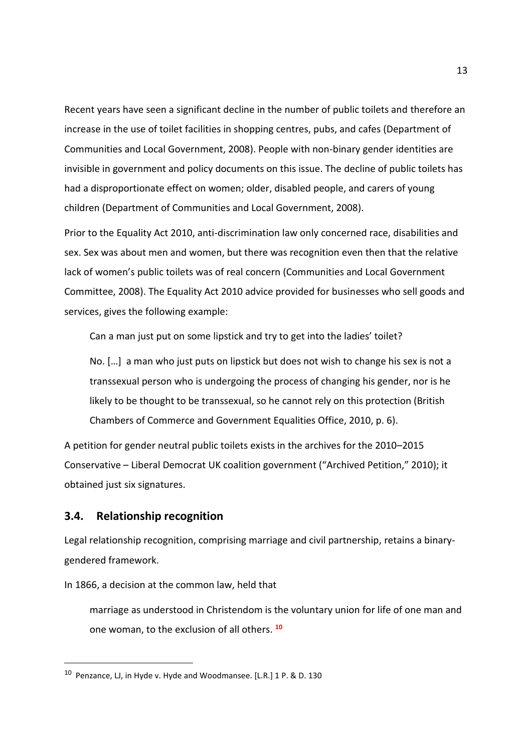Recent years have seen a significant decline in the number of public toilets and therefore an increase in the use of toilet facilities in shopping centres, pubs, and cafes (Department of Communities and Local Government, 2008). People with non-binary gender identities are invisible in government and policy documents on this issue. The decline of public toilets has had a disproportionate effect on women; older, disabled people, and carers of young children (Department of Communities and Local Government, 2008).

Prior to the Equality Act 2010, anti-discrimination law only concerned race, disabilities and sex. Sex was about men and women, but there was recognition even then that the relative lack of women's public toilets was of real concern (Communities and Local Government Committee, 2008). The Equality Act 2010 advice provided for businesses who sell goods and services, gives the following example:

> Can a man just put on some lipstick and try to get into the ladies' toilet?
>
> No. […] a man who just puts on lipstick but does not wish to change his sex is not a transsexual person who is undergoing the process of changing his gender, nor is he likely to be thought to be transsexual, so he cannot rely on this protection (British Chambers of Commerce and Government Equalities Office, 2010, p. 6).

A petition for gender neutral public toilets exists in the archives for the 2010–2015 Conservative – Liberal Democrat UK coalition government ("Archived Petition," 2010); it obtained just six signatures.

### 3.4. Relationship recognition

Legal relationship recognition, comprising marriage and civil partnership, retains a binary-gendered framework.

In 1866, a decision at the common law, held that

> marriage as understood in Christendom is the voluntary union for life of one man and one woman, to the exclusion of all others. [10]

---

[10] Penzance, LJ, in Hyde v. Hyde and Woodmansee. [L.R.] 1 P. & D. 130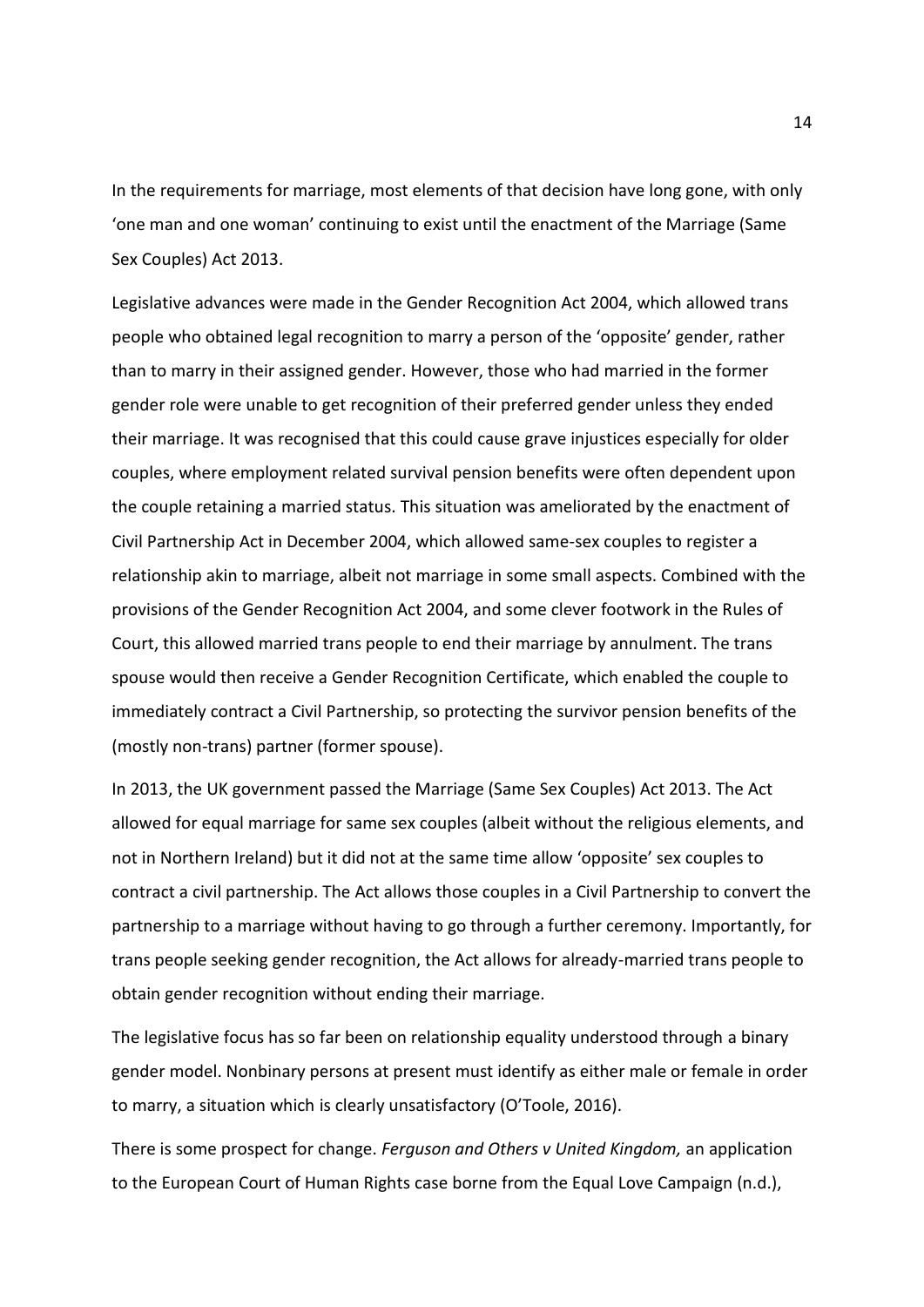In the requirements for marriage, most elements of that decision have long gone, with only 'one man and one woman' continuing to exist until the enactment of the Marriage (Same Sex Couples) Act 2013.

Legislative advances were made in the Gender Recognition Act 2004, which allowed trans people who obtained legal recognition to marry a person of the 'opposite' gender, rather than to marry in their assigned gender. However, those who had married in the former gender role were unable to get recognition of their preferred gender unless they ended their marriage. It was recognised that this could cause grave injustices especially for older couples, where employment related survival pension benefits were often dependent upon the couple retaining a married status. This situation was ameliorated by the enactment of Civil Partnership Act in December 2004, which allowed same-sex couples to register a relationship akin to marriage, albeit not marriage in some small aspects. Combined with the provisions of the Gender Recognition Act 2004, and some clever footwork in the Rules of Court, this allowed married trans people to end their marriage by annulment. The trans spouse would then receive a Gender Recognition Certificate, which enabled the couple to immediately contract a Civil Partnership, so protecting the survivor pension benefits of the (mostly non-trans) partner (former spouse).

In 2013, the UK government passed the Marriage (Same Sex Couples) Act 2013. The Act allowed for equal marriage for same sex couples (albeit without the religious elements, and not in Northern Ireland) but it did not at the same time allow 'opposite' sex couples to contract a civil partnership. The Act allows those couples in a Civil Partnership to convert the partnership to a marriage without having to go through a further ceremony. Importantly, for trans people seeking gender recognition, the Act allows for already-married trans people to obtain gender recognition without ending their marriage.

The legislative focus has so far been on relationship equality understood through a binary gender model. Nonbinary persons at present must identify as either male or female in order to marry, a situation which is clearly unsatisfactory (O'Toole, 2016).

There is some prospect for change. *Ferguson and Others v United Kingdom,* an application to the European Court of Human Rights case borne from the Equal Love Campaign (n.d.),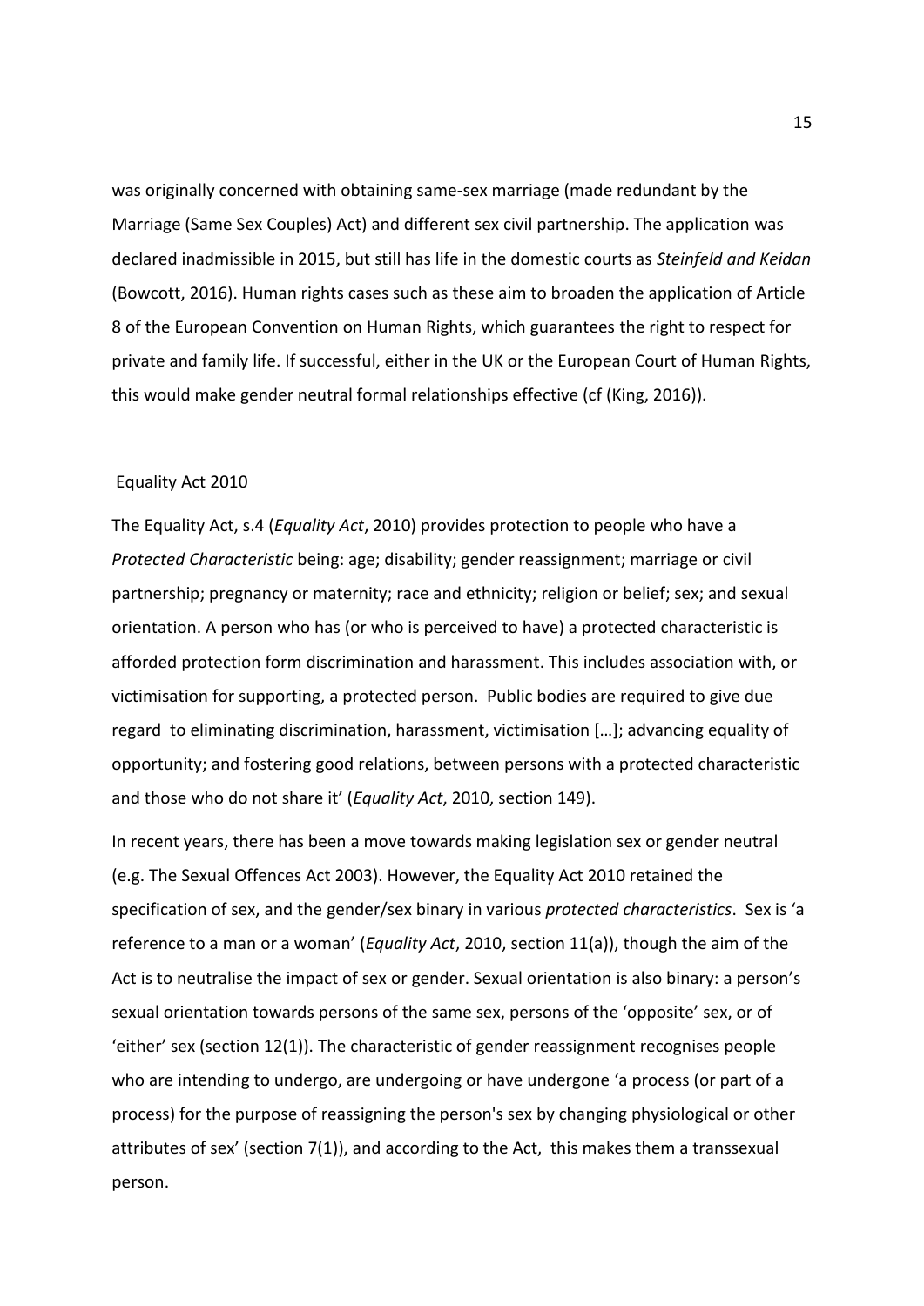was originally concerned with obtaining same-sex marriage (made redundant by the Marriage (Same Sex Couples) Act) and different sex civil partnership. The application was declared inadmissible in 2015, but still has life in the domestic courts as *Steinfeld and Keidan* (Bowcott, 2016). Human rights cases such as these aim to broaden the application of Article 8 of the European Convention on Human Rights, which guarantees the right to respect for private and family life. If successful, either in the UK or the European Court of Human Rights, this would make gender neutral formal relationships effective (cf (King, 2016)).

## Equality Act 2010

The Equality Act, s.4 (*Equality Act*, 2010) provides protection to people who have a *Protected Characteristic* being: age; disability; gender reassignment; marriage or civil partnership; pregnancy or maternity; race and ethnicity; religion or belief; sex; and sexual orientation. A person who has (or who is perceived to have) a protected characteristic is afforded protection form discrimination and harassment. This includes association with, or victimisation for supporting, a protected person. Public bodies are required to give due regard to eliminating discrimination, harassment, victimisation […]; advancing equality of opportunity; and fostering good relations, between persons with a protected characteristic and those who do not share it' (*Equality Act*, 2010, section 149).

In recent years, there has been a move towards making legislation sex or gender neutral (e.g. The Sexual Offences Act 2003). However, the Equality Act 2010 retained the specification of sex, and the gender/sex binary in various *protected characteristics*. Sex is 'a reference to a man or a woman' (*Equality Act*, 2010, section 11(a)), though the aim of the Act is to neutralise the impact of sex or gender. Sexual orientation is also binary: a person's sexual orientation towards persons of the same sex, persons of the 'opposite' sex, or of 'either' sex (section 12(1)). The characteristic of gender reassignment recognises people who are intending to undergo, are undergoing or have undergone 'a process (or part of a process) for the purpose of reassigning the person's sex by changing physiological or other attributes of sex' (section 7(1)), and according to the Act, this makes them a transsexual person.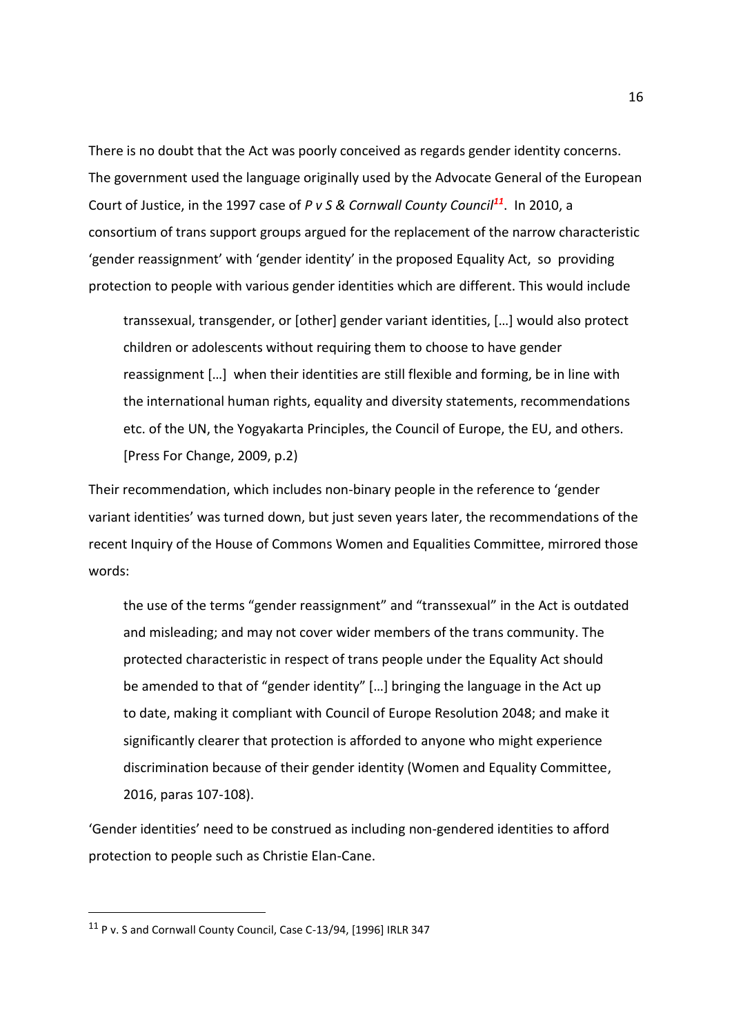There is no doubt that the Act was poorly conceived as regards gender identity concerns. The government used the language originally used by the Advocate General of the European Court of Justice, in the 1997 case of *P v S & Cornwall County Council*[11]. In 2010, a consortium of trans support groups argued for the replacement of the narrow characteristic 'gender reassignment' with 'gender identity' in the proposed Equality Act, so providing protection to people with various gender identities which are different. This would include

> transsexual, transgender, or [other] gender variant identities, […] would also protect children or adolescents without requiring them to choose to have gender reassignment […] when their identities are still flexible and forming, be in line with the international human rights, equality and diversity statements, recommendations etc. of the UN, the Yogyakarta Principles, the Council of Europe, the EU, and others. [Press For Change, 2009, p.2)

Their recommendation, which includes non-binary people in the reference to 'gender variant identities' was turned down, but just seven years later, the recommendations of the recent Inquiry of the House of Commons Women and Equalities Committee, mirrored those words:

> the use of the terms "gender reassignment" and "transsexual" in the Act is outdated and misleading; and may not cover wider members of the trans community. The protected characteristic in respect of trans people under the Equality Act should be amended to that of "gender identity" […] bringing the language in the Act up to date, making it compliant with Council of Europe Resolution 2048; and make it significantly clearer that protection is afforded to anyone who might experience discrimination because of their gender identity (Women and Equality Committee, 2016, paras 107-108).

'Gender identities' need to be construed as including non-gendered identities to afford protection to people such as Christie Elan-Cane.

---

[11] P v. S and Cornwall County Council, Case C-13/94, [1996] IRLR 347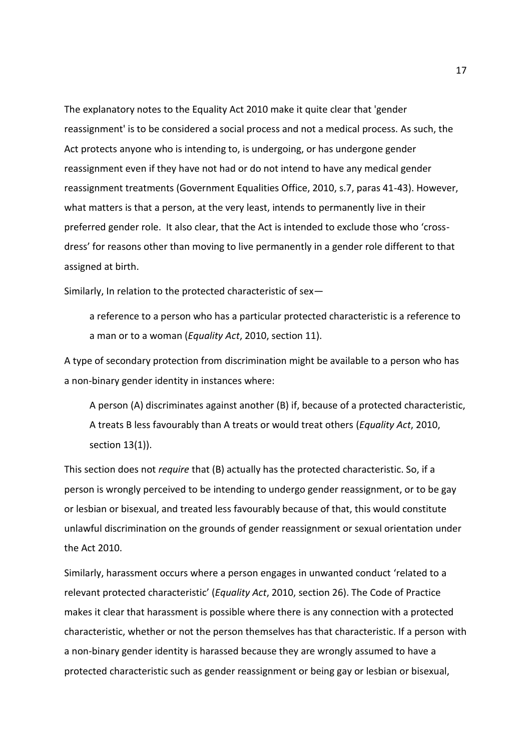The explanatory notes to the Equality Act 2010 make it quite clear that 'gender reassignment' is to be considered a social process and not a medical process. As such, the Act protects anyone who is intending to, is undergoing, or has undergone gender reassignment even if they have not had or do not intend to have any medical gender reassignment treatments (Government Equalities Office, 2010, s.7, paras 41-43). However, what matters is that a person, at the very least, intends to permanently live in their preferred gender role. It also clear, that the Act is intended to exclude those who 'cross-dress' for reasons other than moving to live permanently in a gender role different to that assigned at birth.

Similarly, In relation to the protected characteristic of sex—

> a reference to a person who has a particular protected characteristic is a reference to a man or to a woman (*Equality Act*, 2010, section 11).

A type of secondary protection from discrimination might be available to a person who has a non-binary gender identity in instances where:

> A person (A) discriminates against another (B) if, because of a protected characteristic, A treats B less favourably than A treats or would treat others (*Equality Act*, 2010, section 13(1)).

This section does not *require* that (B) actually has the protected characteristic. So, if a person is wrongly perceived to be intending to undergo gender reassignment, or to be gay or lesbian or bisexual, and treated less favourably because of that, this would constitute unlawful discrimination on the grounds of gender reassignment or sexual orientation under the Act 2010.

Similarly, harassment occurs where a person engages in unwanted conduct 'related to a relevant protected characteristic' (*Equality Act*, 2010, section 26). The Code of Practice makes it clear that harassment is possible where there is any connection with a protected characteristic, whether or not the person themselves has that characteristic. If a person with a non-binary gender identity is harassed because they are wrongly assumed to have a protected characteristic such as gender reassignment or being gay or lesbian or bisexual,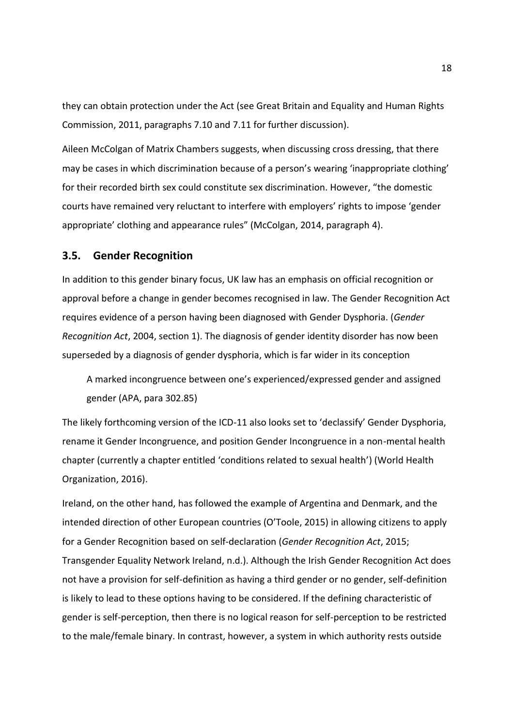they can obtain protection under the Act (see Great Britain and Equality and Human Rights Commission, 2011, paragraphs 7.10 and 7.11 for further discussion).

Aileen McColgan of Matrix Chambers suggests, when discussing cross dressing, that there may be cases in which discrimination because of a person's wearing 'inappropriate clothing' for their recorded birth sex could constitute sex discrimination. However, "the domestic courts have remained very reluctant to interfere with employers' rights to impose 'gender appropriate' clothing and appearance rules" (McColgan, 2014, paragraph 4).

## 3.5. Gender Recognition

In addition to this gender binary focus, UK law has an emphasis on official recognition or approval before a change in gender becomes recognised in law. The Gender Recognition Act requires evidence of a person having been diagnosed with Gender Dysphoria. (*Gender Recognition Act*, 2004, section 1). The diagnosis of gender identity disorder has now been superseded by a diagnosis of gender dysphoria, which is far wider in its conception

> A marked incongruence between one's experienced/expressed gender and assigned gender (APA, para 302.85)

The likely forthcoming version of the ICD-11 also looks set to 'declassify' Gender Dysphoria, rename it Gender Incongruence, and position Gender Incongruence in a non-mental health chapter (currently a chapter entitled 'conditions related to sexual health') (World Health Organization, 2016).

Ireland, on the other hand, has followed the example of Argentina and Denmark, and the intended direction of other European countries (O'Toole, 2015) in allowing citizens to apply for a Gender Recognition based on self-declaration (*Gender Recognition Act*, 2015; Transgender Equality Network Ireland, n.d.). Although the Irish Gender Recognition Act does not have a provision for self-definition as having a third gender or no gender, self-definition is likely to lead to these options having to be considered. If the defining characteristic of gender is self-perception, then there is no logical reason for self-perception to be restricted to the male/female binary. In contrast, however, a system in which authority rests outside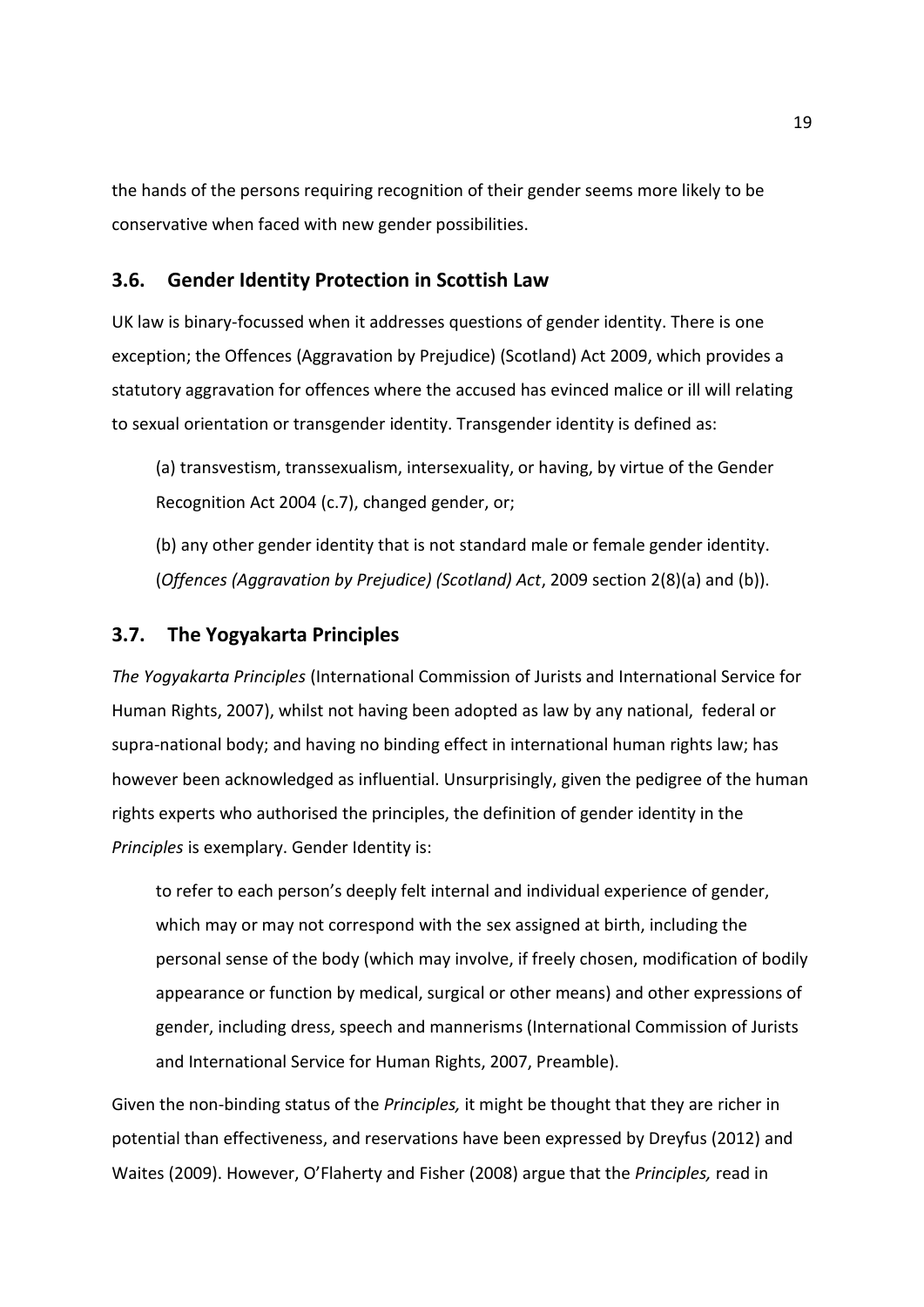the hands of the persons requiring recognition of their gender seems more likely to be conservative when faced with new gender possibilities.

## 3.6. Gender Identity Protection in Scottish Law

UK law is binary-focussed when it addresses questions of gender identity. There is one exception; the Offences (Aggravation by Prejudice) (Scotland) Act 2009, which provides a statutory aggravation for offences where the accused has evinced malice or ill will relating to sexual orientation or transgender identity. Transgender identity is defined as:

> (a) transvestism, transsexualism, intersexuality, or having, by virtue of the Gender Recognition Act 2004 (c.7), changed gender, or;
>
> (b) any other gender identity that is not standard male or female gender identity. (*Offences (Aggravation by Prejudice) (Scotland) Act*, 2009 section 2(8)(a) and (b)).

## 3.7. The Yogyakarta Principles

*The Yogyakarta Principles* (International Commission of Jurists and International Service for Human Rights, 2007), whilst not having been adopted as law by any national, federal or supra-national body; and having no binding effect in international human rights law; has however been acknowledged as influential. Unsurprisingly, given the pedigree of the human rights experts who authorised the principles, the definition of gender identity in the *Principles* is exemplary. Gender Identity is:

> to refer to each person's deeply felt internal and individual experience of gender, which may or may not correspond with the sex assigned at birth, including the personal sense of the body (which may involve, if freely chosen, modification of bodily appearance or function by medical, surgical or other means) and other expressions of gender, including dress, speech and mannerisms (International Commission of Jurists and International Service for Human Rights, 2007, Preamble).

Given the non-binding status of the *Principles,* it might be thought that they are richer in potential than effectiveness, and reservations have been expressed by Dreyfus (2012) and Waites (2009). However, O'Flaherty and Fisher (2008) argue that the *Principles,* read in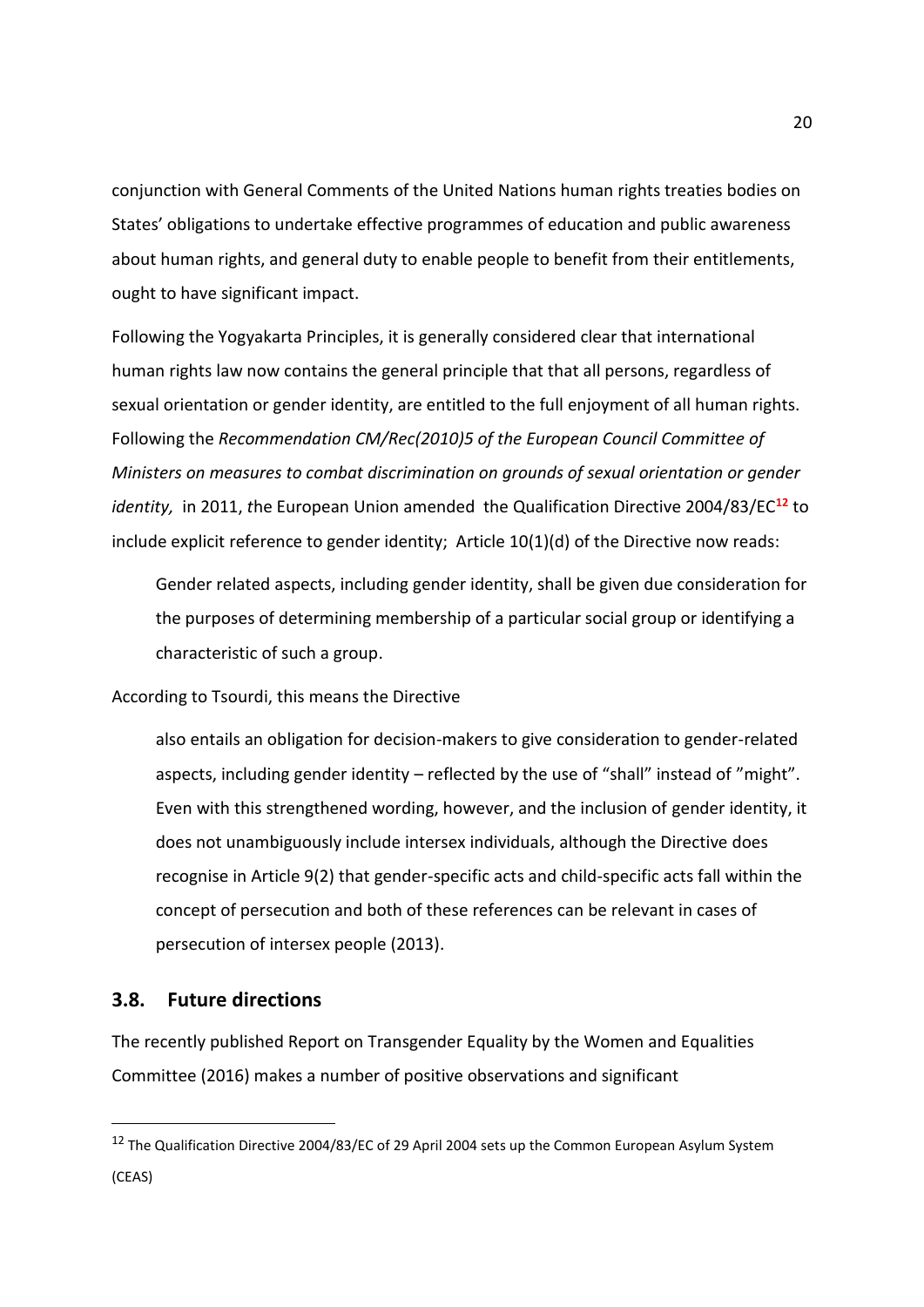conjunction with General Comments of the United Nations human rights treaties bodies on States' obligations to undertake effective programmes of education and public awareness about human rights, and general duty to enable people to benefit from their entitlements, ought to have significant impact.

Following the Yogyakarta Principles, it is generally considered clear that international human rights law now contains the general principle that that all persons, regardless of sexual orientation or gender identity, are entitled to the full enjoyment of all human rights. Following the *Recommendation CM/Rec(2010)5 of the European Council Committee of Ministers on measures to combat discrimination on grounds of sexual orientation or gender identity,* in 2011, the European Union amended the Qualification Directive 2004/83/EC[12] to include explicit reference to gender identity; Article 10(1)(d) of the Directive now reads:

> Gender related aspects, including gender identity, shall be given due consideration for the purposes of determining membership of a particular social group or identifying a characteristic of such a group.

According to Tsourdi, this means the Directive

> also entails an obligation for decision-makers to give consideration to gender-related aspects, including gender identity – reflected by the use of "shall" instead of "might". Even with this strengthened wording, however, and the inclusion of gender identity, it does not unambiguously include intersex individuals, although the Directive does recognise in Article 9(2) that gender-specific acts and child-specific acts fall within the concept of persecution and both of these references can be relevant in cases of persecution of intersex people (2013).

### 3.8. Future directions

The recently published Report on Transgender Equality by the Women and Equalities Committee (2016) makes a number of positive observations and significant

[12] The Qualification Directive 2004/83/EC of 29 April 2004 sets up the Common European Asylum System (CEAS)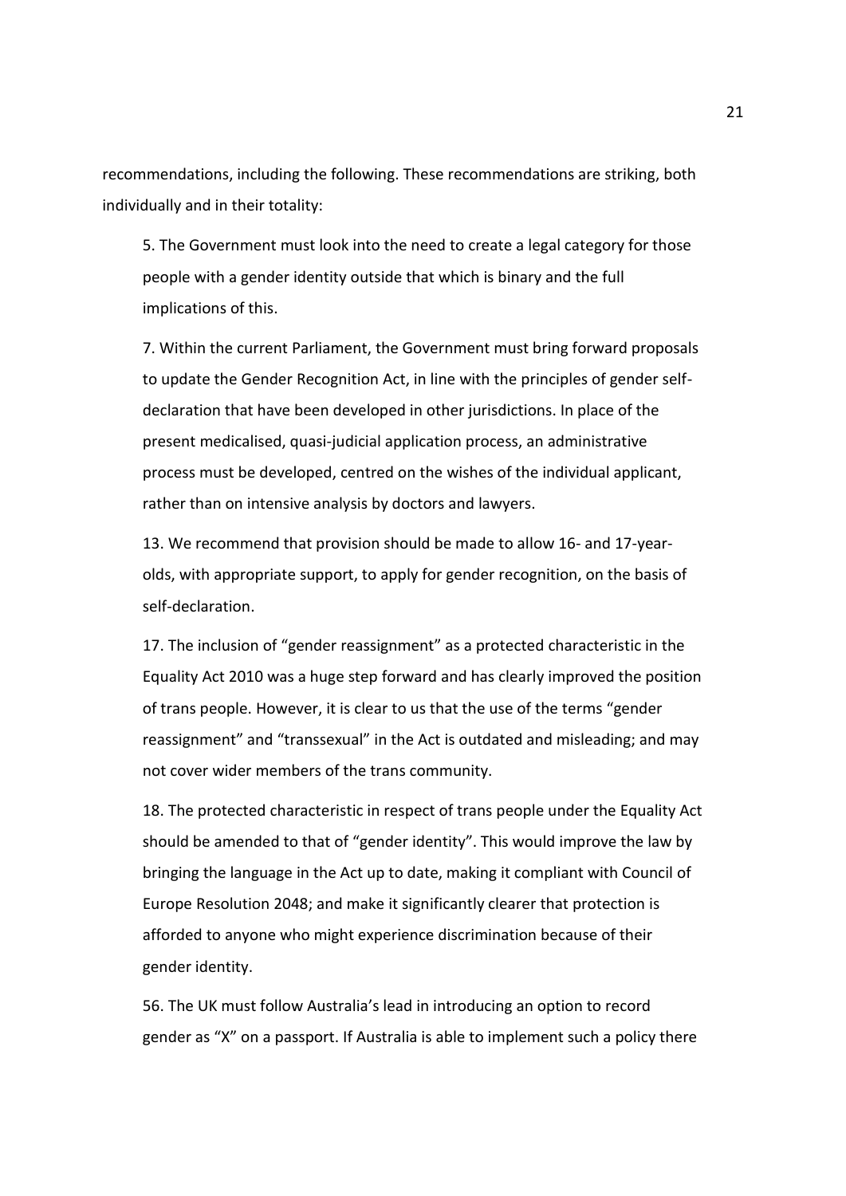recommendations, including the following. These recommendations are striking, both individually and in their totality:

> 5. The Government must look into the need to create a legal category for those people with a gender identity outside that which is binary and the full implications of this.
>
> 7. Within the current Parliament, the Government must bring forward proposals to update the Gender Recognition Act, in line with the principles of gender self-declaration that have been developed in other jurisdictions. In place of the present medicalised, quasi-judicial application process, an administrative process must be developed, centred on the wishes of the individual applicant, rather than on intensive analysis by doctors and lawyers.
>
> 13. We recommend that provision should be made to allow 16- and 17-year-olds, with appropriate support, to apply for gender recognition, on the basis of self-declaration.
>
> 17. The inclusion of "gender reassignment" as a protected characteristic in the Equality Act 2010 was a huge step forward and has clearly improved the position of trans people. However, it is clear to us that the use of the terms "gender reassignment" and "transsexual" in the Act is outdated and misleading; and may not cover wider members of the trans community.
>
> 18. The protected characteristic in respect of trans people under the Equality Act should be amended to that of "gender identity". This would improve the law by bringing the language in the Act up to date, making it compliant with Council of Europe Resolution 2048; and make it significantly clearer that protection is afforded to anyone who might experience discrimination because of their gender identity.
>
> 56. The UK must follow Australia's lead in introducing an option to record gender as "X" on a passport. If Australia is able to implement such a policy there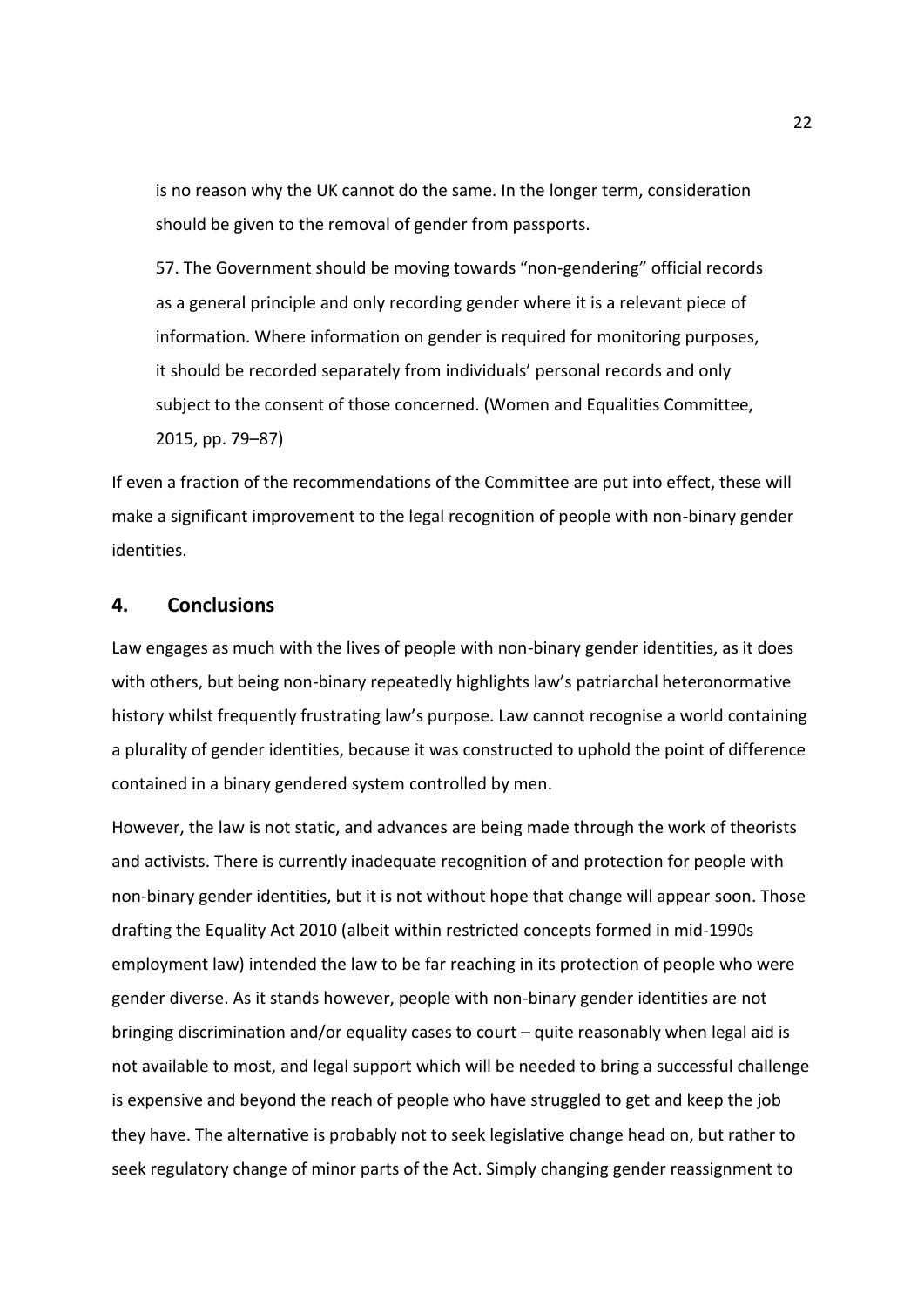> is no reason why the UK cannot do the same. In the longer term, consideration should be given to the removal of gender from passports.
>
> 57. The Government should be moving towards "non-gendering" official records as a general principle and only recording gender where it is a relevant piece of information. Where information on gender is required for monitoring purposes, it should be recorded separately from individuals' personal records and only subject to the consent of those concerned. (Women and Equalities Committee, 2015, pp. 79–87)

If even a fraction of the recommendations of the Committee are put into effect, these will make a significant improvement to the legal recognition of people with non-binary gender identities.

## 4. Conclusions

Law engages as much with the lives of people with non-binary gender identities, as it does with others, but being non-binary repeatedly highlights law's patriarchal heteronormative history whilst frequently frustrating law's purpose. Law cannot recognise a world containing a plurality of gender identities, because it was constructed to uphold the point of difference contained in a binary gendered system controlled by men.

However, the law is not static, and advances are being made through the work of theorists and activists. There is currently inadequate recognition of and protection for people with non-binary gender identities, but it is not without hope that change will appear soon. Those drafting the Equality Act 2010 (albeit within restricted concepts formed in mid-1990s employment law) intended the law to be far reaching in its protection of people who were gender diverse. As it stands however, people with non-binary gender identities are not bringing discrimination and/or equality cases to court – quite reasonably when legal aid is not available to most, and legal support which will be needed to bring a successful challenge is expensive and beyond the reach of people who have struggled to get and keep the job they have. The alternative is probably not to seek legislative change head on, but rather to seek regulatory change of minor parts of the Act. Simply changing gender reassignment to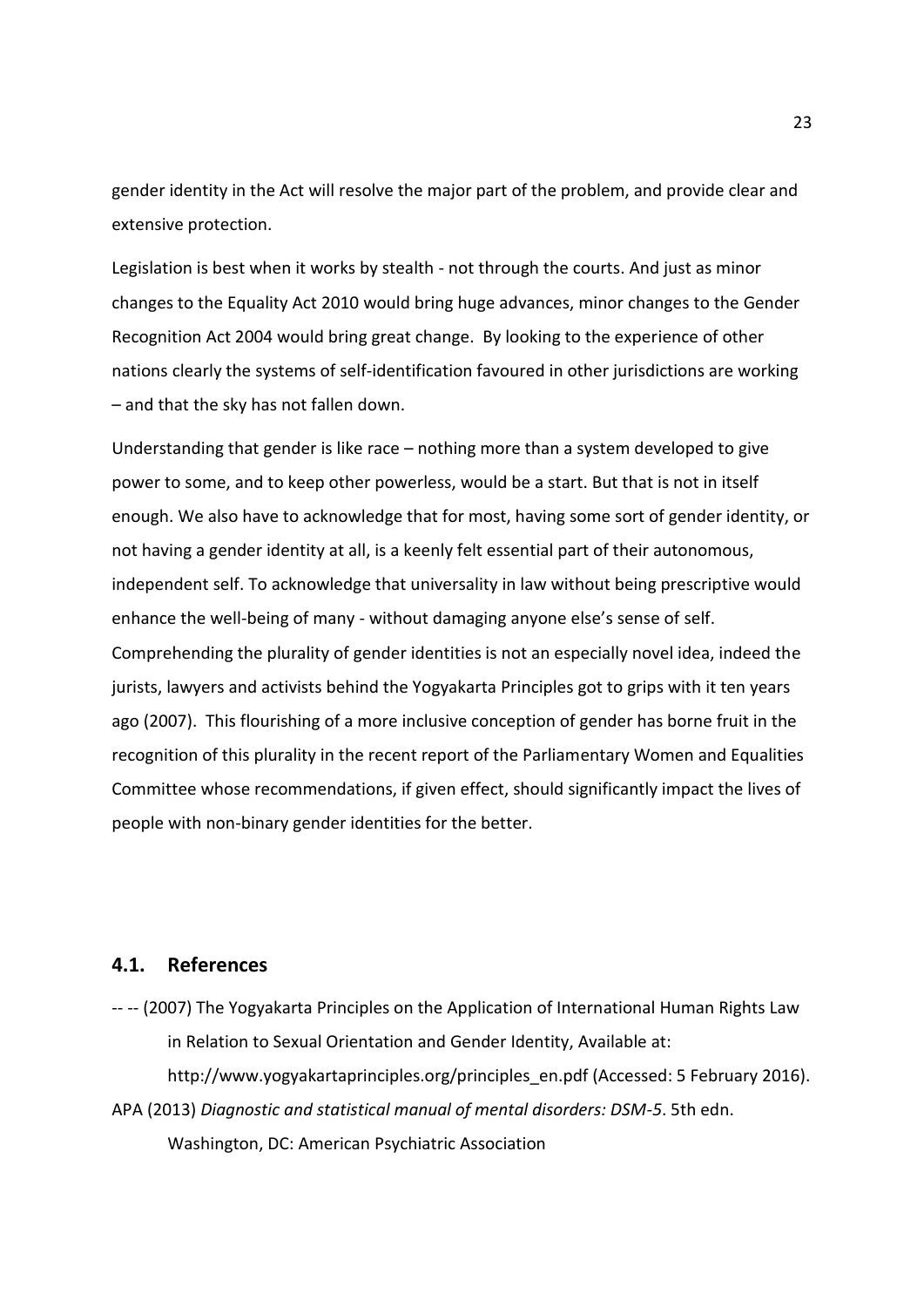gender identity in the Act will resolve the major part of the problem, and provide clear and extensive protection.

Legislation is best when it works by stealth - not through the courts. And just as minor changes to the Equality Act 2010 would bring huge advances, minor changes to the Gender Recognition Act 2004 would bring great change. By looking to the experience of other nations clearly the systems of self-identification favoured in other jurisdictions are working – and that the sky has not fallen down.

Understanding that gender is like race – nothing more than a system developed to give power to some, and to keep other powerless, would be a start. But that is not in itself enough. We also have to acknowledge that for most, having some sort of gender identity, or not having a gender identity at all, is a keenly felt essential part of their autonomous, independent self. To acknowledge that universality in law without being prescriptive would enhance the well-being of many - without damaging anyone else's sense of self. Comprehending the plurality of gender identities is not an especially novel idea, indeed the jurists, lawyers and activists behind the Yogyakarta Principles got to grips with it ten years ago (2007). This flourishing of a more inclusive conception of gender has borne fruit in the recognition of this plurality in the recent report of the Parliamentary Women and Equalities Committee whose recommendations, if given effect, should significantly impact the lives of people with non-binary gender identities for the better.

## 4.1. References

-- -- (2007) The Yogyakarta Principles on the Application of International Human Rights Law in Relation to Sexual Orientation and Gender Identity, Available at: http://www.yogyakartaprinciples.org/principles_en.pdf (Accessed: 5 February 2016).

APA (2013) *Diagnostic and statistical manual of mental disorders: DSM-5*. 5th edn. Washington, DC: American Psychiatric Association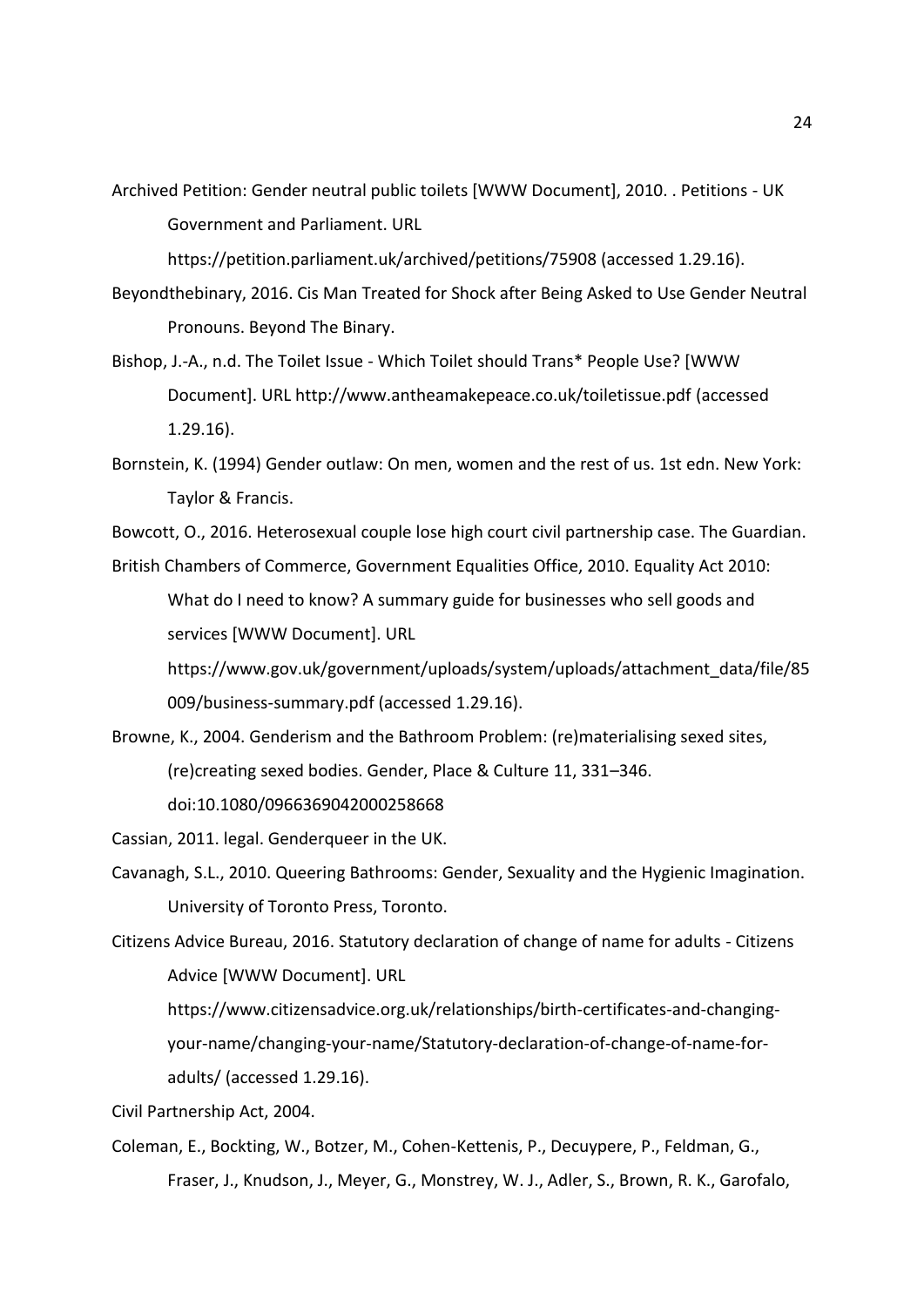Archived Petition: Gender neutral public toilets [WWW Document], 2010. . Petitions - UK Government and Parliament. URL https://petition.parliament.uk/archived/petitions/75908 (accessed 1.29.16).

Beyondthebinary, 2016. Cis Man Treated for Shock after Being Asked to Use Gender Neutral Pronouns. Beyond The Binary.

Bishop, J.-A., n.d. The Toilet Issue - Which Toilet should Trans* People Use? [WWW Document]. URL http://www.antheamakepeace.co.uk/toiletissue.pdf (accessed 1.29.16).

Bornstein, K. (1994) Gender outlaw: On men, women and the rest of us. 1st edn. New York: Taylor & Francis.

Bowcott, O., 2016. Heterosexual couple lose high court civil partnership case. The Guardian.

British Chambers of Commerce, Government Equalities Office, 2010. Equality Act 2010: What do I need to know? A summary guide for businesses who sell goods and services [WWW Document]. URL https://www.gov.uk/government/uploads/system/uploads/attachment_data/file/85009/business-summary.pdf (accessed 1.29.16).

Browne, K., 2004. Genderism and the Bathroom Problem: (re)materialising sexed sites, (re)creating sexed bodies. Gender, Place & Culture 11, 331–346. doi:10.1080/0966369042000258668

Cassian, 2011. legal. Genderqueer in the UK.

Cavanagh, S.L., 2010. Queering Bathrooms: Gender, Sexuality and the Hygienic Imagination. University of Toronto Press, Toronto.

Citizens Advice Bureau, 2016. Statutory declaration of change of name for adults - Citizens Advice [WWW Document]. URL https://www.citizensadvice.org.uk/relationships/birth-certificates-and-changing-your-name/changing-your-name/Statutory-declaration-of-change-of-name-for-adults/ (accessed 1.29.16).

Civil Partnership Act, 2004.

Coleman, E., Bockting, W., Botzer, M., Cohen-Kettenis, P., Decuypere, P., Feldman, G., Fraser, J., Knudson, J., Meyer, G., Monstrey, W. J., Adler, S., Brown, R. K., Garofalo,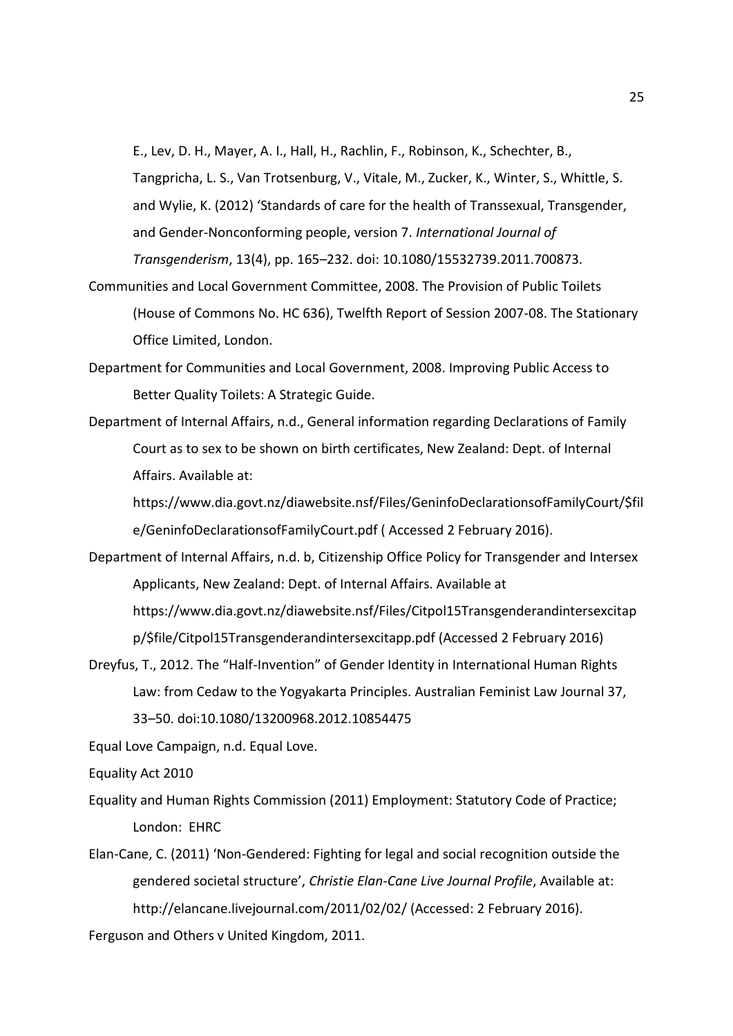E., Lev, D. H., Mayer, A. I., Hall, H., Rachlin, F., Robinson, K., Schechter, B., Tangpricha, L. S., Van Trotsenburg, V., Vitale, M., Zucker, K., Winter, S., Whittle, S. and Wylie, K. (2012) 'Standards of care for the health of Transsexual, Transgender, and Gender-Nonconforming people, version 7. *International Journal of Transgenderism*, 13(4), pp. 165–232. doi: 10.1080/15532739.2011.700873.

Communities and Local Government Committee, 2008. The Provision of Public Toilets (House of Commons No. HC 636), Twelfth Report of Session 2007-08. The Stationary Office Limited, London.

Department for Communities and Local Government, 2008. Improving Public Access to Better Quality Toilets: A Strategic Guide.

Department of Internal Affairs, n.d., General information regarding Declarations of Family Court as to sex to be shown on birth certificates, New Zealand: Dept. of Internal Affairs. Available at: https://www.dia.govt.nz/diawebsite.nsf/Files/GeninfoDeclarationsofFamilyCourt/$file/GeninfoDeclarationsofFamilyCourt.pdf ( Accessed 2 February 2016).

Department of Internal Affairs, n.d. b, Citizenship Office Policy for Transgender and Intersex Applicants, New Zealand: Dept. of Internal Affairs. Available at https://www.dia.govt.nz/diawebsite.nsf/Files/Citpol15Transgenderandintersexcitapp/$file/Citpol15Transgenderandintersexcitapp.pdf (Accessed 2 February 2016)

Dreyfus, T., 2012. The "Half-Invention" of Gender Identity in International Human Rights Law: from Cedaw to the Yogyakarta Principles. Australian Feminist Law Journal 37, 33–50. doi:10.1080/13200968.2012.10854475

Equal Love Campaign, n.d. Equal Love.

Equality Act 2010

Equality and Human Rights Commission (2011) Employment: Statutory Code of Practice; London: EHRC

Elan-Cane, C. (2011) 'Non-Gendered: Fighting for legal and social recognition outside the gendered societal structure', *Christie Elan-Cane Live Journal Profile*, Available at: http://elancane.livejournal.com/2011/02/02/ (Accessed: 2 February 2016).

Ferguson and Others v United Kingdom, 2011.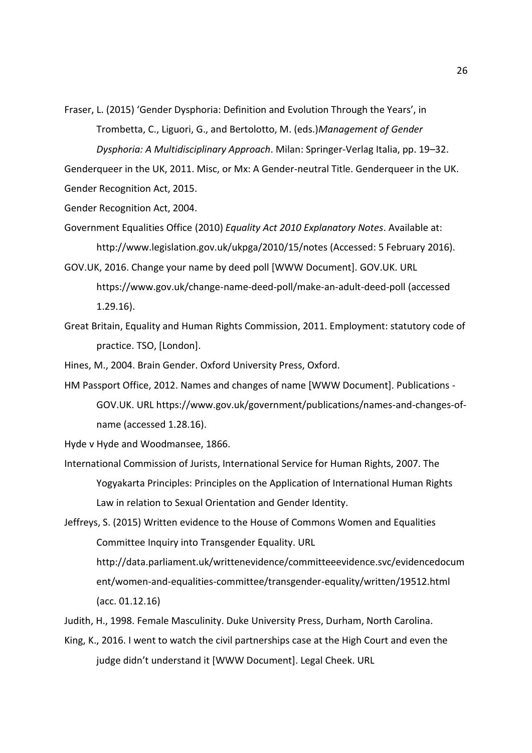Fraser, L. (2015) 'Gender Dysphoria: Definition and Evolution Through the Years', in Trombetta, C., Liguori, G., and Bertolotto, M. (eds.)*Management of Gender Dysphoria: A Multidisciplinary Approach*. Milan: Springer-Verlag Italia, pp. 19–32.

Genderqueer in the UK, 2011. Misc, or Mx: A Gender-neutral Title. Genderqueer in the UK.

Gender Recognition Act, 2015.

Gender Recognition Act, 2004.

Government Equalities Office (2010) *Equality Act 2010 Explanatory Notes*. Available at: http://www.legislation.gov.uk/ukpga/2010/15/notes (Accessed: 5 February 2016).

GOV.UK, 2016. Change your name by deed poll [WWW Document]. GOV.UK. URL https://www.gov.uk/change-name-deed-poll/make-an-adult-deed-poll (accessed 1.29.16).

Great Britain, Equality and Human Rights Commission, 2011. Employment: statutory code of practice. TSO, [London].

Hines, M., 2004. Brain Gender. Oxford University Press, Oxford.

HM Passport Office, 2012. Names and changes of name [WWW Document]. Publications - GOV.UK. URL https://www.gov.uk/government/publications/names-and-changes-of-name (accessed 1.28.16).

Hyde v Hyde and Woodmansee, 1866.

International Commission of Jurists, International Service for Human Rights, 2007. The Yogyakarta Principles: Principles on the Application of International Human Rights Law in relation to Sexual Orientation and Gender Identity.

Jeffreys, S. (2015) Written evidence to the House of Commons Women and Equalities Committee Inquiry into Transgender Equality. URL http://data.parliament.uk/writtenevidence/committeeevidence.svc/evidencedocument/women-and-equalities-committee/transgender-equality/written/19512.html (acc. 01.12.16)

Judith, H., 1998. Female Masculinity. Duke University Press, Durham, North Carolina.

King, K., 2016. I went to watch the civil partnerships case at the High Court and even the judge didn't understand it [WWW Document]. Legal Cheek. URL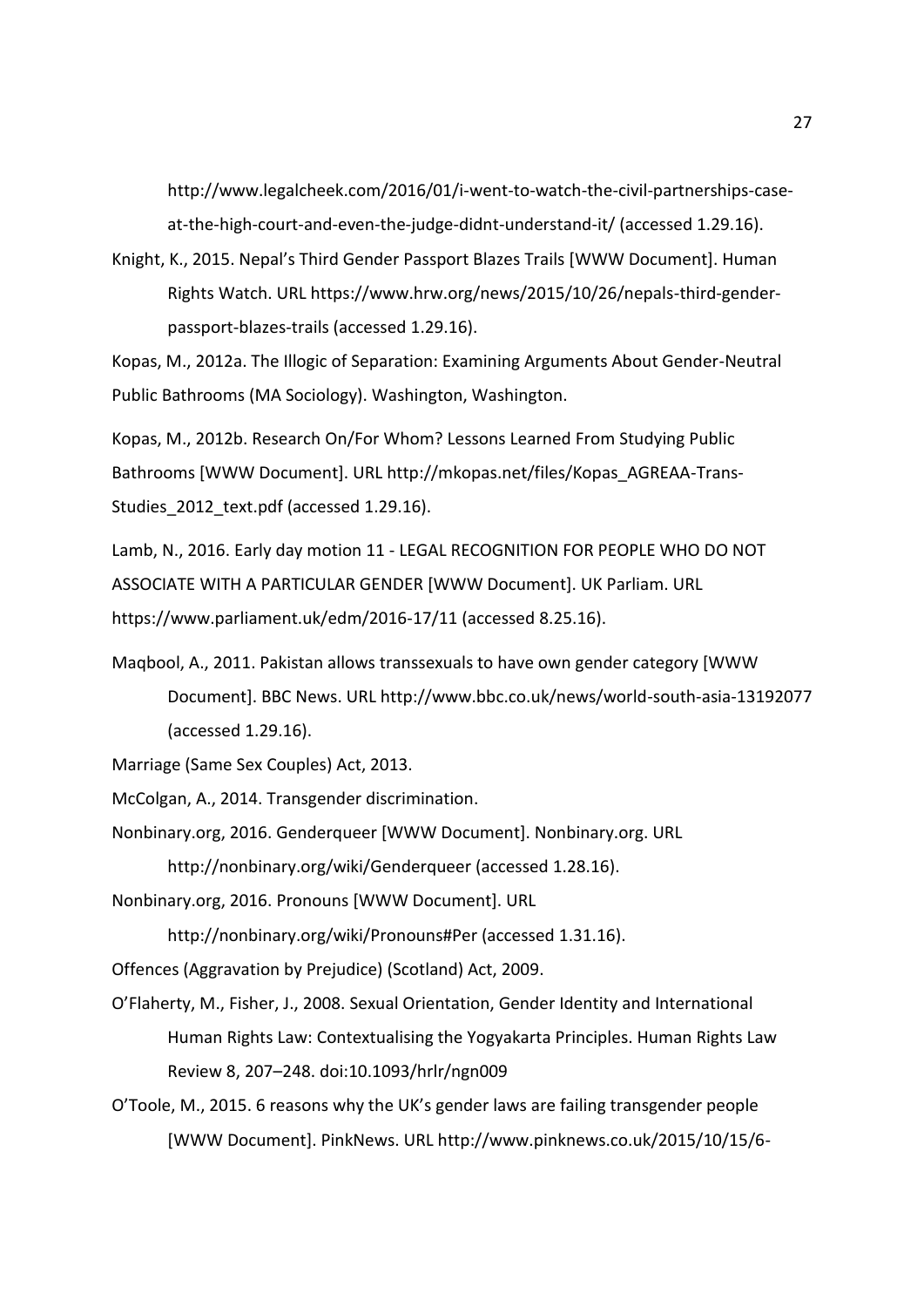http://www.legalcheek.com/2016/01/i-went-to-watch-the-civil-partnerships-case-at-the-high-court-and-even-the-judge-didnt-understand-it/ (accessed 1.29.16).

Knight, K., 2015. Nepal's Third Gender Passport Blazes Trails [WWW Document]. Human Rights Watch. URL https://www.hrw.org/news/2015/10/26/nepals-third-gender-passport-blazes-trails (accessed 1.29.16).

Kopas, M., 2012a. The Illogic of Separation: Examining Arguments About Gender-Neutral Public Bathrooms (MA Sociology). Washington, Washington.

Kopas, M., 2012b. Research On/For Whom? Lessons Learned From Studying Public Bathrooms [WWW Document]. URL http://mkopas.net/files/Kopas_AGREAA-Trans-Studies_2012_text.pdf (accessed 1.29.16).

Lamb, N., 2016. Early day motion 11 - LEGAL RECOGNITION FOR PEOPLE WHO DO NOT ASSOCIATE WITH A PARTICULAR GENDER [WWW Document]. UK Parliam. URL https://www.parliament.uk/edm/2016-17/11 (accessed 8.25.16).

Maqbool, A., 2011. Pakistan allows transsexuals to have own gender category [WWW Document]. BBC News. URL http://www.bbc.co.uk/news/world-south-asia-13192077 (accessed 1.29.16).

Marriage (Same Sex Couples) Act, 2013.

McColgan, A., 2014. Transgender discrimination.

Nonbinary.org, 2016. Genderqueer [WWW Document]. Nonbinary.org. URL http://nonbinary.org/wiki/Genderqueer (accessed 1.28.16).

Nonbinary.org, 2016. Pronouns [WWW Document]. URL http://nonbinary.org/wiki/Pronouns#Per (accessed 1.31.16).

Offences (Aggravation by Prejudice) (Scotland) Act, 2009.

O'Flaherty, M., Fisher, J., 2008. Sexual Orientation, Gender Identity and International Human Rights Law: Contextualising the Yogyakarta Principles. Human Rights Law Review 8, 207–248. doi:10.1093/hrlr/ngn009

O'Toole, M., 2015. 6 reasons why the UK's gender laws are failing transgender people [WWW Document]. PinkNews. URL http://www.pinknews.co.uk/2015/10/15/6-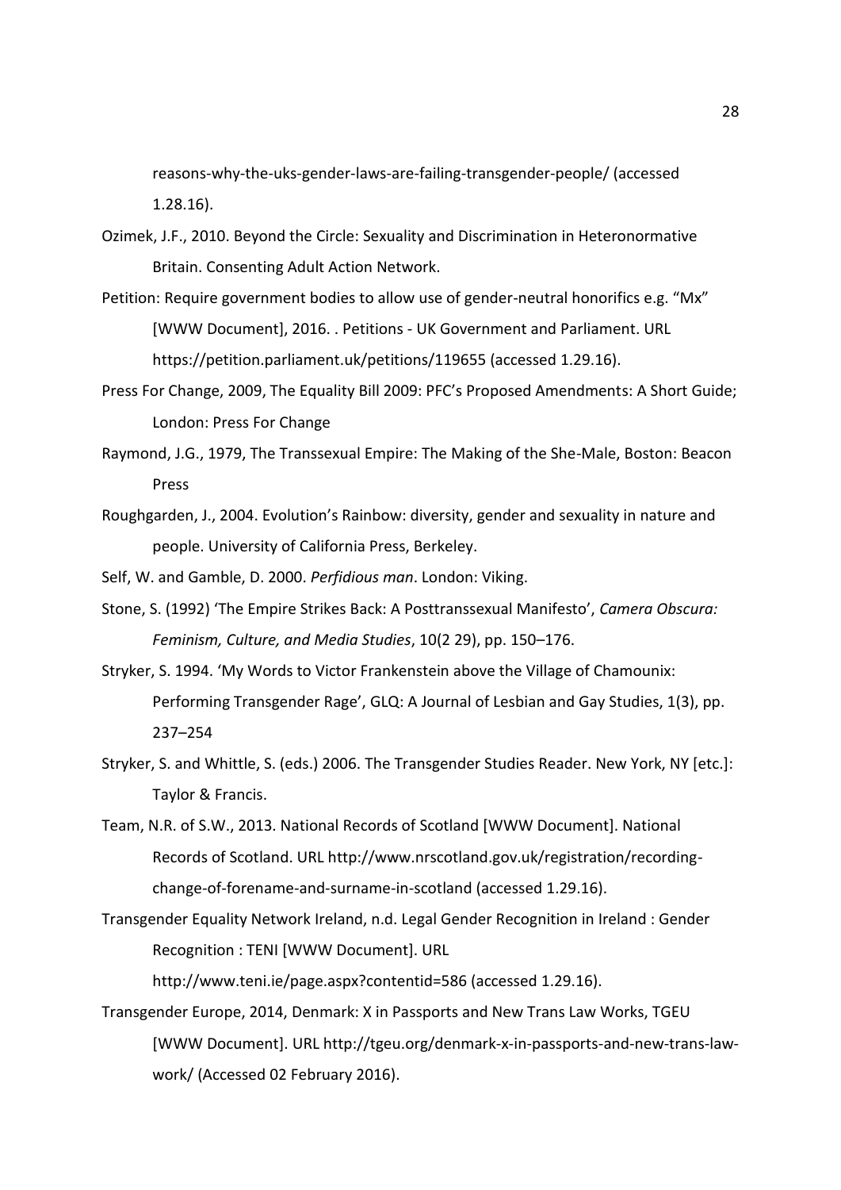reasons-why-the-uks-gender-laws-are-failing-transgender-people/ (accessed 1.28.16).

Ozimek, J.F., 2010. Beyond the Circle: Sexuality and Discrimination in Heteronormative Britain. Consenting Adult Action Network.

Petition: Require government bodies to allow use of gender-neutral honorifics e.g. "Mx" [WWW Document], 2016. . Petitions - UK Government and Parliament. URL https://petition.parliament.uk/petitions/119655 (accessed 1.29.16).

Press For Change, 2009, The Equality Bill 2009: PFC's Proposed Amendments: A Short Guide; London: Press For Change

Raymond, J.G., 1979, The Transsexual Empire: The Making of the She-Male, Boston: Beacon Press

Roughgarden, J., 2004. Evolution's Rainbow: diversity, gender and sexuality in nature and people. University of California Press, Berkeley.

Self, W. and Gamble, D. 2000. *Perfidious man*. London: Viking.

Stone, S. (1992) 'The Empire Strikes Back: A Posttranssexual Manifesto', *Camera Obscura: Feminism, Culture, and Media Studies*, 10(2 29), pp. 150–176.

Stryker, S. 1994. 'My Words to Victor Frankenstein above the Village of Chamounix: Performing Transgender Rage', GLQ: A Journal of Lesbian and Gay Studies, 1(3), pp. 237–254

Stryker, S. and Whittle, S. (eds.) 2006. The Transgender Studies Reader. New York, NY [etc.]: Taylor & Francis.

Team, N.R. of S.W., 2013. National Records of Scotland [WWW Document]. National Records of Scotland. URL http://www.nrscotland.gov.uk/registration/recording-change-of-forename-and-surname-in-scotland (accessed 1.29.16).

Transgender Equality Network Ireland, n.d. Legal Gender Recognition in Ireland : Gender Recognition : TENI [WWW Document]. URL http://www.teni.ie/page.aspx?contentid=586 (accessed 1.29.16).

Transgender Europe, 2014, Denmark: X in Passports and New Trans Law Works, TGEU [WWW Document]. URL http://tgeu.org/denmark-x-in-passports-and-new-trans-law-work/ (Accessed 02 February 2016).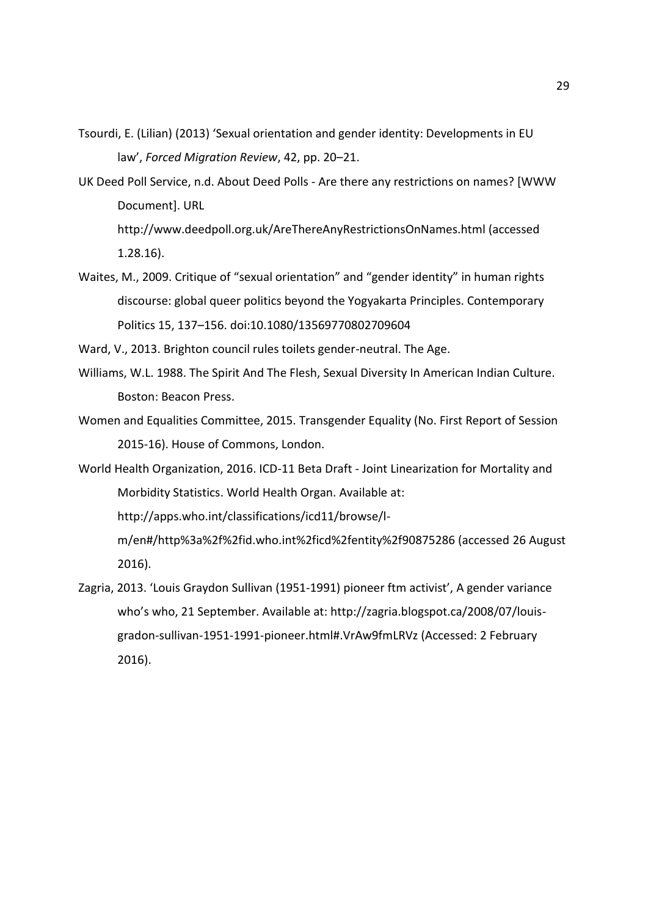Tsourdi, E. (Lilian) (2013) 'Sexual orientation and gender identity: Developments in EU law', *Forced Migration Review*, 42, pp. 20–21.

UK Deed Poll Service, n.d. About Deed Polls - Are there any restrictions on names? [WWW Document]. URL http://www.deedpoll.org.uk/AreThereAnyRestrictionsOnNames.html (accessed 1.28.16).

Waites, M., 2009. Critique of "sexual orientation" and "gender identity" in human rights discourse: global queer politics beyond the Yogyakarta Principles. Contemporary Politics 15, 137–156. doi:10.1080/13569770802709604

Ward, V., 2013. Brighton council rules toilets gender-neutral. The Age.

Williams, W.L. 1988. The Spirit And The Flesh, Sexual Diversity In American Indian Culture. Boston: Beacon Press.

Women and Equalities Committee, 2015. Transgender Equality (No. First Report of Session 2015-16). House of Commons, London.

World Health Organization, 2016. ICD-11 Beta Draft - Joint Linearization for Mortality and Morbidity Statistics. World Health Organ. Available at: http://apps.who.int/classifications/icd11/browse/l-m/en#/http%3a%2f%2fid.who.int%2ficd%2fentity%2f90875286 (accessed 26 August 2016).

Zagria, 2013. 'Louis Graydon Sullivan (1951-1991) pioneer ftm activist', A gender variance who's who, 21 September. Available at: http://zagria.blogspot.ca/2008/07/louis-gradon-sullivan-1951-1991-pioneer.html#.VrAw9fmLRVz (Accessed: 2 February 2016).